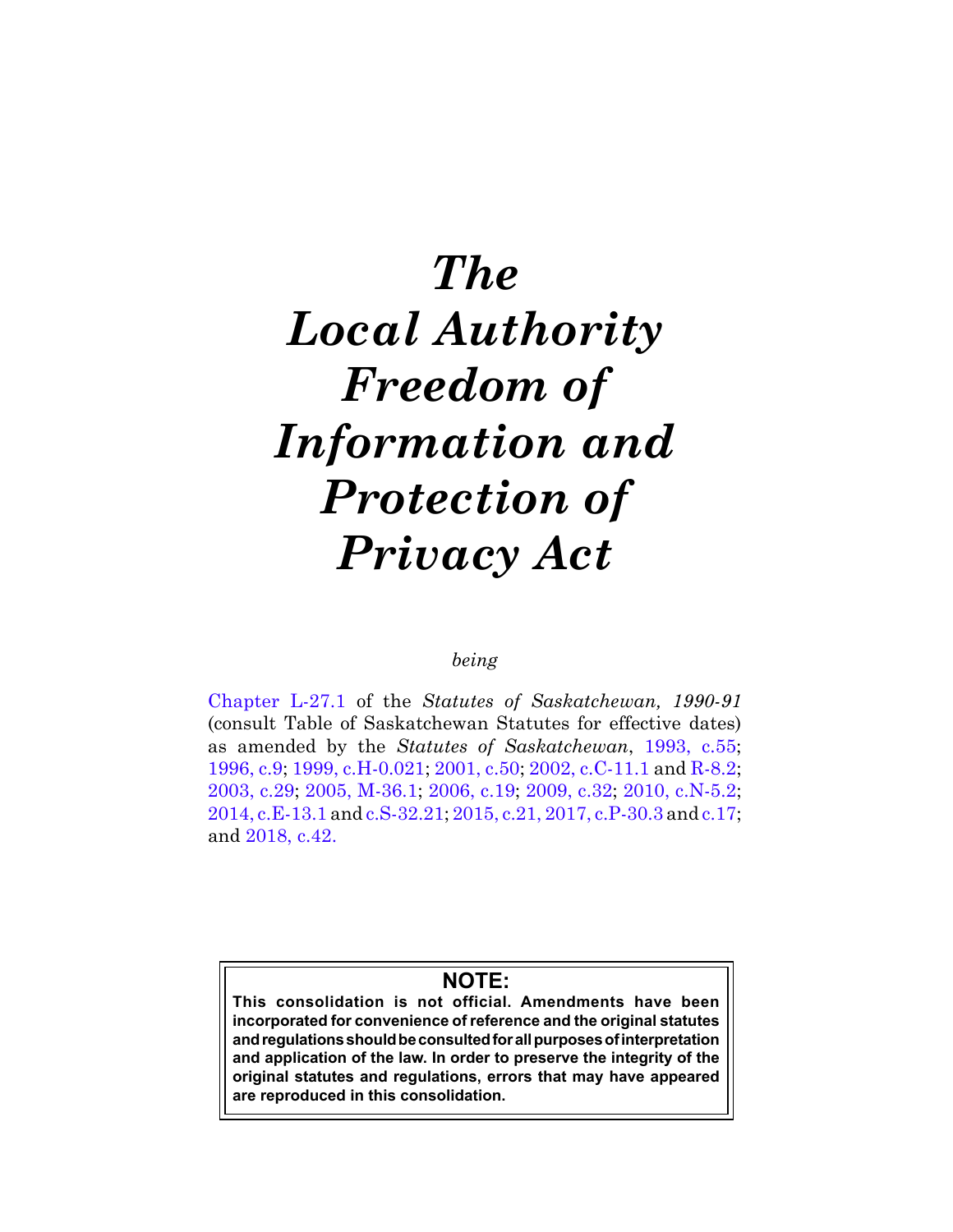# *The Local Authority Freedom of Information and Protection of Privacy Act*

*being*

Chapter L-27.1 of the *Statutes of Saskatchewan, 1990-91* (consult Table of Saskatchewan Statutes for effective dates) as amended by the *Statutes of Saskatchewan*, 1993, c.55; 1996, c.9; 1999, c.H-0.021; 2001, c.50; 2002, c.C-11.1 and R-8.2; 2003, c.29; 2005, M-36.1; 2006, c.19; 2009, c.32; 2010, c.N-5.2; 2014, c.E-13.1 and c.S-32.21; 2015, c.21, 2017, c.P-30.3 and c.17; and 2018, c.42.

**NOTE:**

**This consolidation is not official. Amendments have been incorporated for convenience of reference and the original statutes and regulations should be consulted for all purposes of interpretation and application of the law. In order to preserve the integrity of the original statutes and regulations, errors that may have appeared are reproduced in this consolidation.**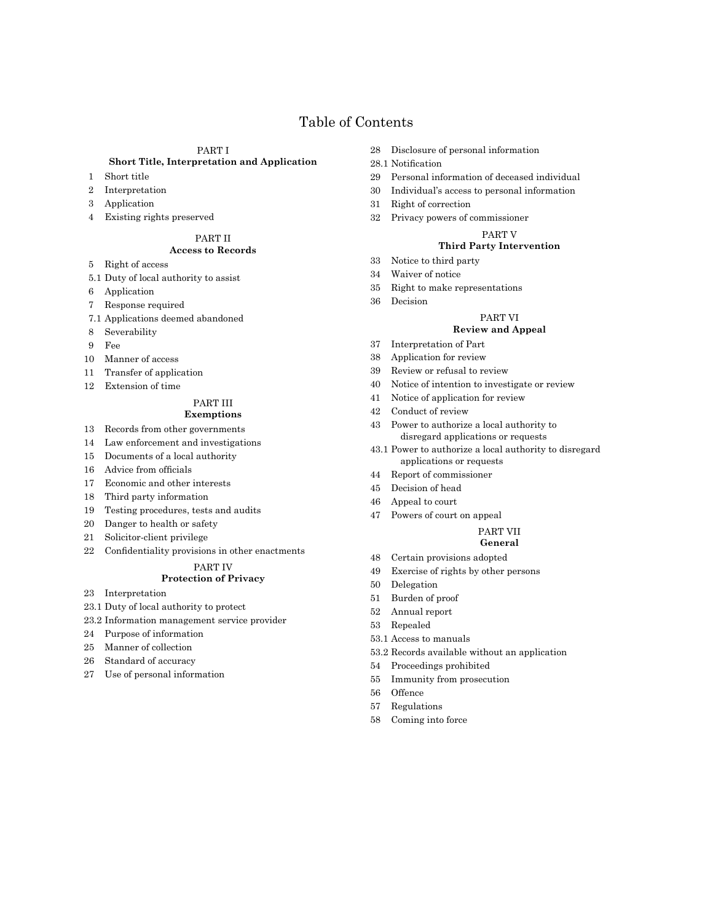# Table of Contents

## PART I
**Short Title, Interpretation and Application**

1 Short title
2 Interpretation
3 Application
4 Existing rights preserved

## PART II
**Access to Records**

5 Right of access
5.1 Duty of local authority to assist
6 Application
7 Response required
7.1 Applications deemed abandoned
8 Severability
9 Fee
10 Manner of access
11 Transfer of application
12 Extension of time

## PART III
**Exemptions**

13 Records from other governments
14 Law enforcement and investigations
15 Documents of a local authority
16 Advice from officials
17 Economic and other interests
18 Third party information
19 Testing procedures, tests and audits
20 Danger to health or safety
21 Solicitor-client privilege
22 Confidentiality provisions in other enactments

## PART IV
**Protection of Privacy**

23 Interpretation
23.1 Duty of local authority to protect
23.2 Information management service provider
24 Purpose of information
25 Manner of collection
26 Standard of accuracy
27 Use of personal information
28 Disclosure of personal information
28.1 Notification
29 Personal information of deceased individual
30 Individual's access to personal information
31 Right of correction
32 Privacy powers of commissioner

## PART V
**Third Party Intervention**

33 Notice to third party
34 Waiver of notice
35 Right to make representations
36 Decision

## PART VI
**Review and Appeal**

37 Interpretation of Part
38 Application for review
39 Review or refusal to review
40 Notice of intention to investigate or review
41 Notice of application for review
42 Conduct of review
43 Power to authorize a local authority to disregard applications or requests
43.1 Power to authorize a local authority to disregard applications or requests
44 Report of commissioner
45 Decision of head
46 Appeal to court
47 Powers of court on appeal

## PART VII
**General**

48 Certain provisions adopted
49 Exercise of rights by other persons
50 Delegation
51 Burden of proof
52 Annual report
53 Repealed
53.1 Access to manuals
53.2 Records available without an application
54 Proceedings prohibited
55 Immunity from prosecution
56 Offence
57 Regulations
58 Coming into force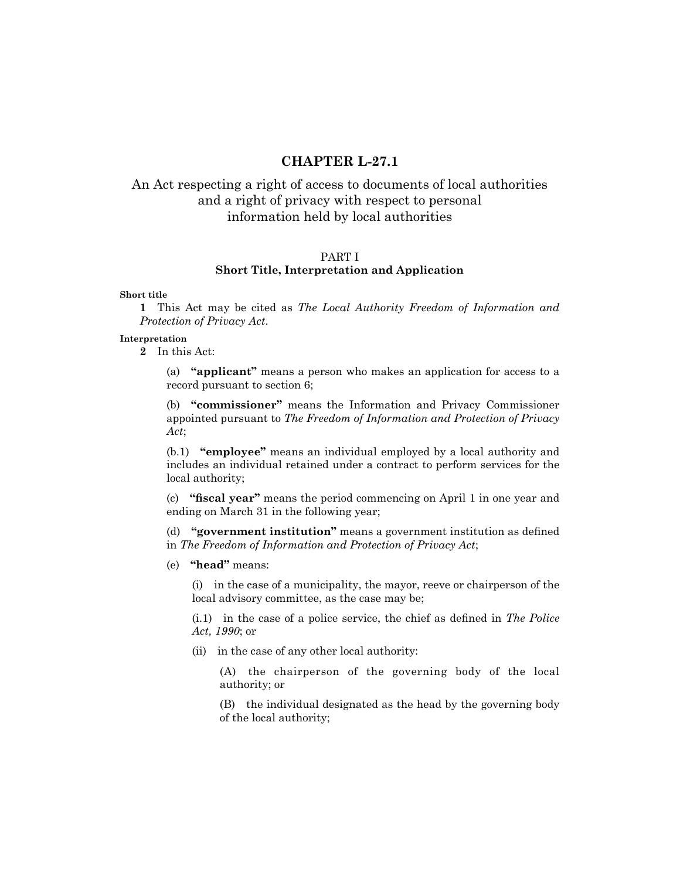# CHAPTER L-27.1

## An Act respecting a right of access to documents of local authorities and a right of privacy with respect to personal information held by local authorities

### PART I
### Short Title, Interpretation and Application

**Short title**

**1** This Act may be cited as *The Local Authority Freedom of Information and Protection of Privacy Act*.

**Interpretation**

**2** In this Act:

(a) **"applicant"** means a person who makes an application for access to a record pursuant to section 6;

(b) **"commissioner"** means the Information and Privacy Commissioner appointed pursuant to *The Freedom of Information and Protection of Privacy Act*;

(b.1) **"employee"** means an individual employed by a local authority and includes an individual retained under a contract to perform services for the local authority;

(c) **"fiscal year"** means the period commencing on April 1 in one year and ending on March 31 in the following year;

(d) **"government institution"** means a government institution as defined in *The Freedom of Information and Protection of Privacy Act*;

(e) **"head"** means:

(i) in the case of a municipality, the mayor, reeve or chairperson of the local advisory committee, as the case may be;

(i.1) in the case of a police service, the chief as defined in *The Police Act, 1990*; or

(ii) in the case of any other local authority:

(A) the chairperson of the governing body of the local authority; or

(B) the individual designated as the head by the governing body of the local authority;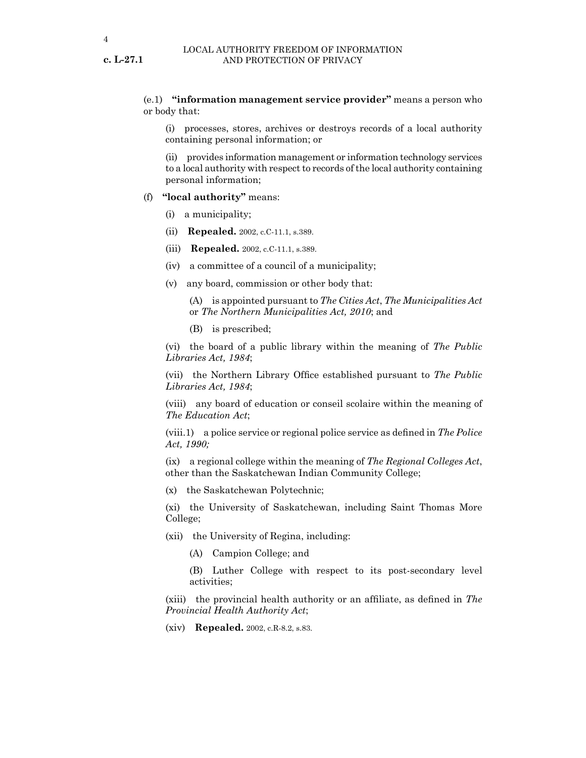(e.1) **"information management service provider"** means a person who or body that:

(i) processes, stores, archives or destroys records of a local authority containing personal information; or

(ii) provides information management or information technology services to a local authority with respect to records of the local authority containing personal information;

(f) **"local authority"** means:

(i) a municipality;

(ii) **Repealed.** 2002, c.C-11.1, s.389.

(iii) **Repealed.** 2002, c.C-11.1, s.389.

(iv) a committee of a council of a municipality;

(v) any board, commission or other body that:

(A) is appointed pursuant to *The Cities Act*, *The Municipalities Act* or *The Northern Municipalities Act, 2010*; and

(B) is prescribed;

(vi) the board of a public library within the meaning of *The Public Libraries Act, 1984*;

(vii) the Northern Library Office established pursuant to *The Public Libraries Act, 1984*;

(viii) any board of education or conseil scolaire within the meaning of *The Education Act*;

(viii.1) a police service or regional police service as defined in *The Police Act, 1990;*

(ix) a regional college within the meaning of *The Regional Colleges Act*, other than the Saskatchewan Indian Community College;

(x) the Saskatchewan Polytechnic;

(xi) the University of Saskatchewan, including Saint Thomas More College;

(xii) the University of Regina, including:

(A) Campion College; and

(B) Luther College with respect to its post-secondary level activities;

(xiii) the provincial health authority or an affiliate, as defined in *The Provincial Health Authority Act*;

(xiv) **Repealed.** 2002, c.R-8.2, s.83.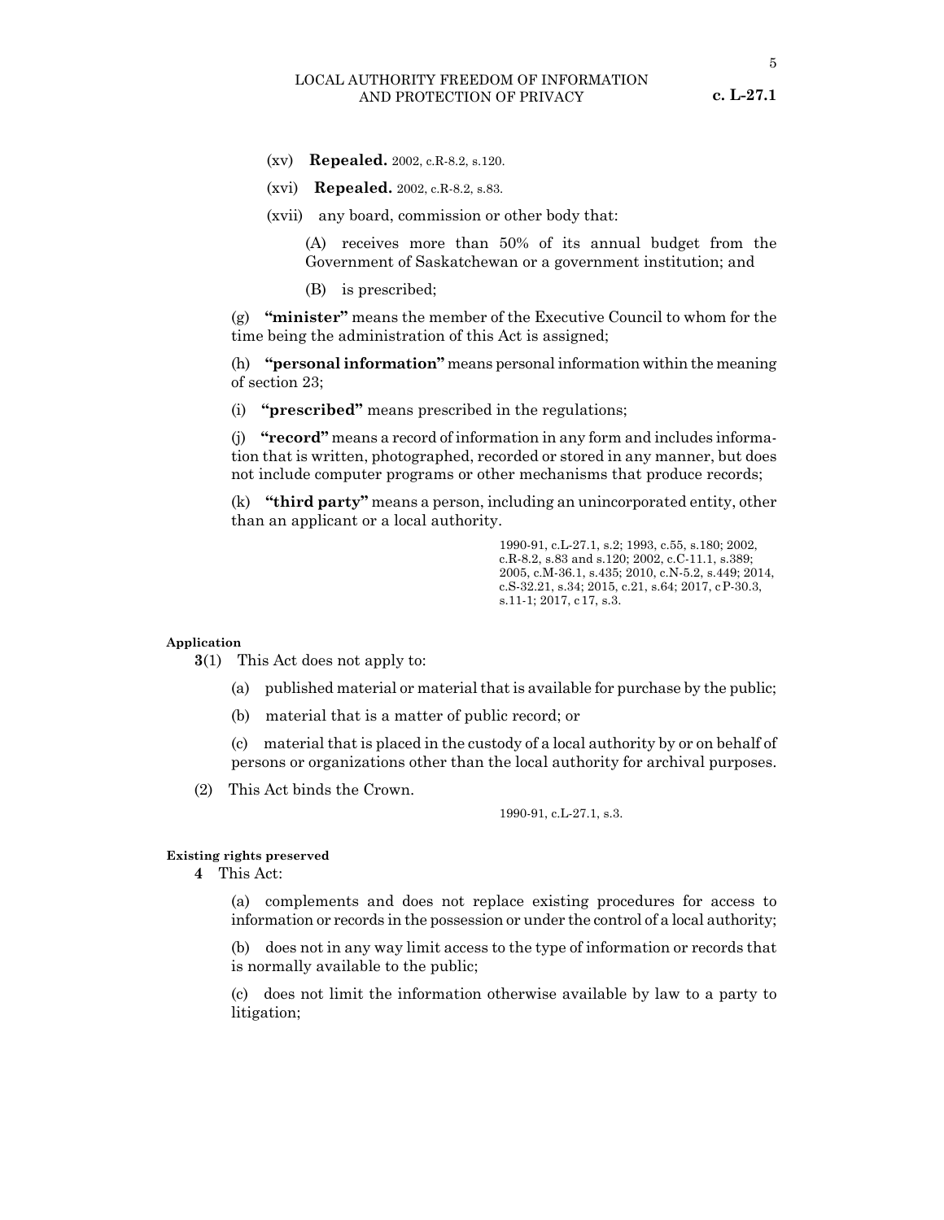(xv) **Repealed.** 2002, c.R-8.2, s.120.

(xvi) **Repealed.** 2002, c.R-8.2, s.83.

(xvii) any board, commission or other body that:

(A) receives more than 50% of its annual budget from the Government of Saskatchewan or a government institution; and

(B) is prescribed;

(g) **"minister"** means the member of the Executive Council to whom for the time being the administration of this Act is assigned;

(h) **"personal information"** means personal information within the meaning of section 23;

(i) **"prescribed"** means prescribed in the regulations;

(j) **"record"** means a record of information in any form and includes information that is written, photographed, recorded or stored in any manner, but does not include computer programs or other mechanisms that produce records;

(k) **"third party"** means a person, including an unincorporated entity, other than an applicant or a local authority.

1990-91, c.L-27.1, s.2; 1993, c.55, s.180; 2002, c.R-8.2, s.83 and s.120; 2002, c.C-11.1, s.389; 2005, c.M-36.1, s.435; 2010, c.N-5.2, s.449; 2014, c.S-32.21, s.34; 2015, c.21, s.64; 2017, c P-30.3, s.11-1; 2017, c 17, s.3.

**Application**

**3**(1) This Act does not apply to:

(a) published material or material that is available for purchase by the public;

(b) material that is a matter of public record; or

(c) material that is placed in the custody of a local authority by or on behalf of persons or organizations other than the local authority for archival purposes.

(2) This Act binds the Crown.

1990-91, c.L-27.1, s.3.

**Existing rights preserved**

**4** This Act:

(a) complements and does not replace existing procedures for access to information or records in the possession or under the control of a local authority;

(b) does not in any way limit access to the type of information or records that is normally available to the public;

(c) does not limit the information otherwise available by law to a party to litigation;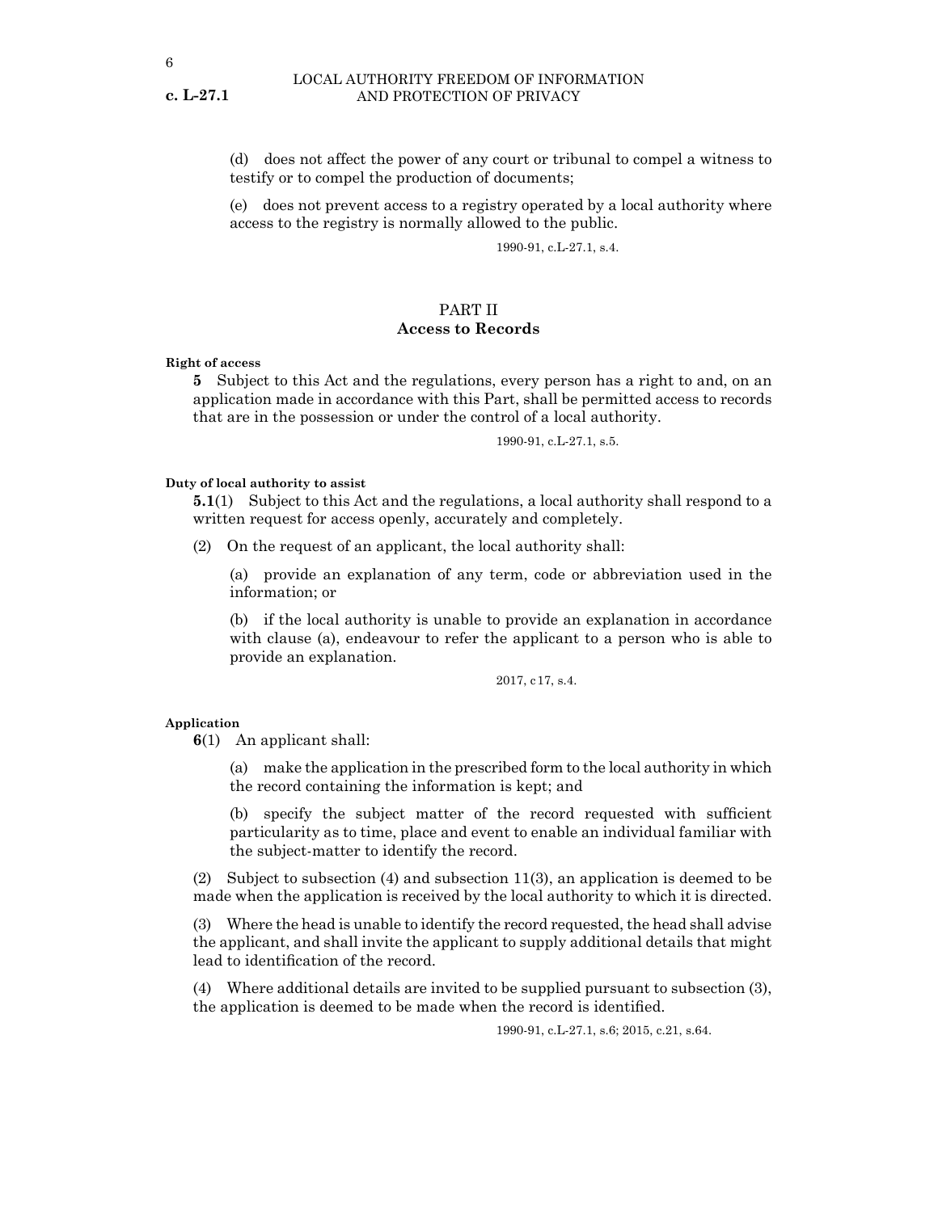(d) does not affect the power of any court or tribunal to compel a witness to testify or to compel the production of documents;

(e) does not prevent access to a registry operated by a local authority where access to the registry is normally allowed to the public.

1990-91, c.L-27.1, s.4.

## PART II
## Access to Records

**Right of access**

**5** Subject to this Act and the regulations, every person has a right to and, on an application made in accordance with this Part, shall be permitted access to records that are in the possession or under the control of a local authority.

1990-91, c.L-27.1, s.5.

**Duty of local authority to assist**

**5.1**(1) Subject to this Act and the regulations, a local authority shall respond to a written request for access openly, accurately and completely.

(2) On the request of an applicant, the local authority shall:

(a) provide an explanation of any term, code or abbreviation used in the information; or

(b) if the local authority is unable to provide an explanation in accordance with clause (a), endeavour to refer the applicant to a person who is able to provide an explanation.

2017, c17, s.4.

**Application**

**6**(1) An applicant shall:

(a) make the application in the prescribed form to the local authority in which the record containing the information is kept; and

(b) specify the subject matter of the record requested with sufficient particularity as to time, place and event to enable an individual familiar with the subject-matter to identify the record.

(2) Subject to subsection (4) and subsection 11(3), an application is deemed to be made when the application is received by the local authority to which it is directed.

(3) Where the head is unable to identify the record requested, the head shall advise the applicant, and shall invite the applicant to supply additional details that might lead to identification of the record.

(4) Where additional details are invited to be supplied pursuant to subsection (3), the application is deemed to be made when the record is identified.

1990-91, c.L-27.1, s.6; 2015, c.21, s.64.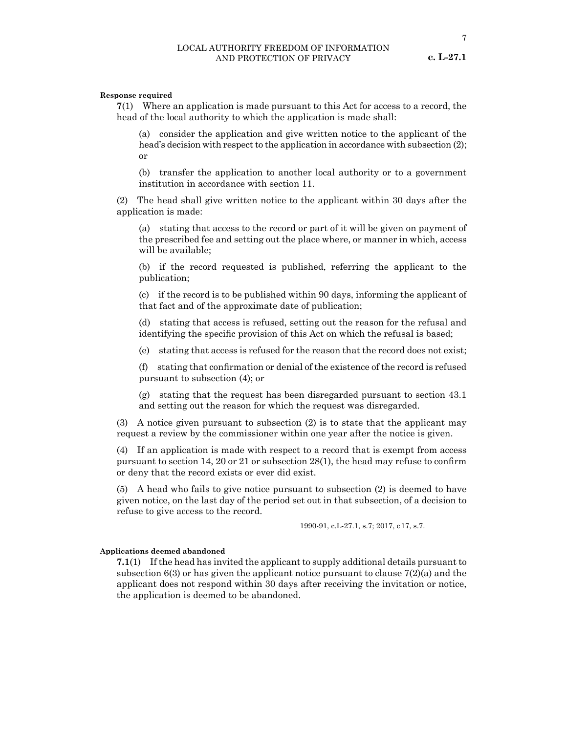**Response required**

**7**(1) Where an application is made pursuant to this Act for access to a record, the head of the local authority to which the application is made shall:

(a) consider the application and give written notice to the applicant of the head's decision with respect to the application in accordance with subsection (2); or

(b) transfer the application to another local authority or to a government institution in accordance with section 11.

(2) The head shall give written notice to the applicant within 30 days after the application is made:

(a) stating that access to the record or part of it will be given on payment of the prescribed fee and setting out the place where, or manner in which, access will be available;

(b) if the record requested is published, referring the applicant to the publication;

(c) if the record is to be published within 90 days, informing the applicant of that fact and of the approximate date of publication;

(d) stating that access is refused, setting out the reason for the refusal and identifying the specific provision of this Act on which the refusal is based;

(e) stating that access is refused for the reason that the record does not exist;

(f) stating that confirmation or denial of the existence of the record is refused pursuant to subsection (4); or

(g) stating that the request has been disregarded pursuant to section 43.1 and setting out the reason for which the request was disregarded.

(3) A notice given pursuant to subsection (2) is to state that the applicant may request a review by the commissioner within one year after the notice is given.

(4) If an application is made with respect to a record that is exempt from access pursuant to section 14, 20 or 21 or subsection 28(1), the head may refuse to confirm or deny that the record exists or ever did exist.

(5) A head who fails to give notice pursuant to subsection (2) is deemed to have given notice, on the last day of the period set out in that subsection, of a decision to refuse to give access to the record.

1990-91, c.L-27.1, s.7; 2017, c17, s.7.

**Applications deemed abandoned**

**7.1**(1) If the head has invited the applicant to supply additional details pursuant to subsection 6(3) or has given the applicant notice pursuant to clause 7(2)(a) and the applicant does not respond within 30 days after receiving the invitation or notice, the application is deemed to be abandoned.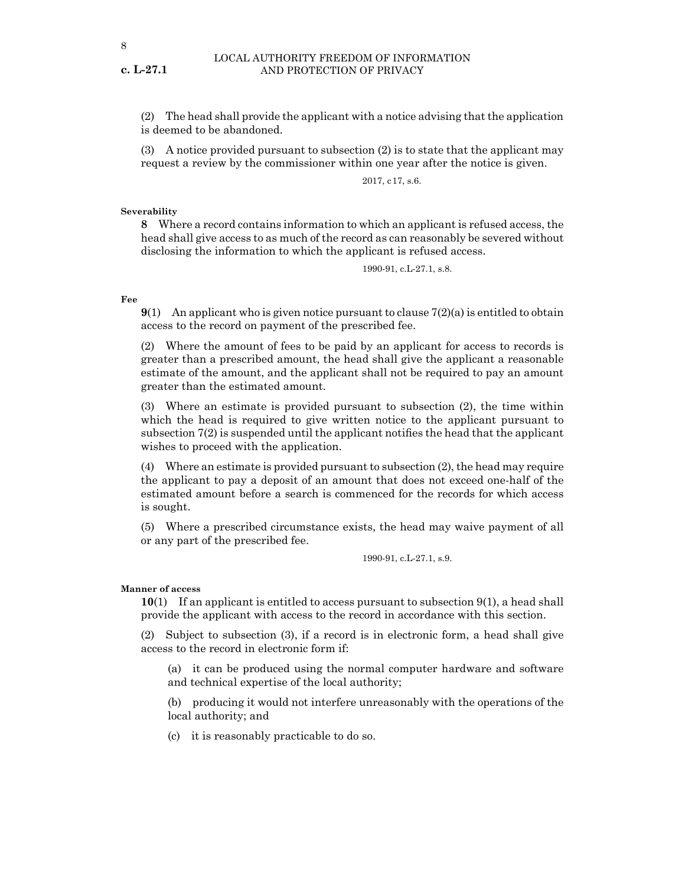(2) The head shall provide the applicant with a notice advising that the application is deemed to be abandoned.

(3) A notice provided pursuant to subsection (2) is to state that the applicant may request a review by the commissioner within one year after the notice is given.

2017, c17, s.6.

**Severability**

**8** Where a record contains information to which an applicant is refused access, the head shall give access to as much of the record as can reasonably be severed without disclosing the information to which the applicant is refused access.

1990-91, c.L-27.1, s.8.

**Fee**

**9**(1) An applicant who is given notice pursuant to clause 7(2)(a) is entitled to obtain access to the record on payment of the prescribed fee.

(2) Where the amount of fees to be paid by an applicant for access to records is greater than a prescribed amount, the head shall give the applicant a reasonable estimate of the amount, and the applicant shall not be required to pay an amount greater than the estimated amount.

(3) Where an estimate is provided pursuant to subsection (2), the time within which the head is required to give written notice to the applicant pursuant to subsection 7(2) is suspended until the applicant notifies the head that the applicant wishes to proceed with the application.

(4) Where an estimate is provided pursuant to subsection (2), the head may require the applicant to pay a deposit of an amount that does not exceed one-half of the estimated amount before a search is commenced for the records for which access is sought.

(5) Where a prescribed circumstance exists, the head may waive payment of all or any part of the prescribed fee.

1990-91, c.L-27.1, s.9.

**Manner of access**

**10**(1) If an applicant is entitled to access pursuant to subsection 9(1), a head shall provide the applicant with access to the record in accordance with this section.

(2) Subject to subsection (3), if a record is in electronic form, a head shall give access to the record in electronic form if:

(a) it can be produced using the normal computer hardware and software and technical expertise of the local authority;

(b) producing it would not interfere unreasonably with the operations of the local authority; and

(c) it is reasonably practicable to do so.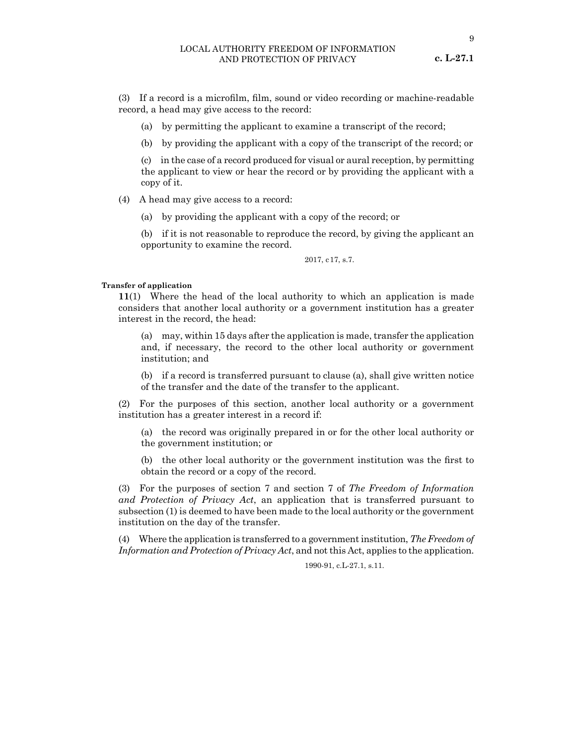(3) If a record is a microfilm, film, sound or video recording or machine-readable record, a head may give access to the record:

(a) by permitting the applicant to examine a transcript of the record;

(b) by providing the applicant with a copy of the transcript of the record; or

(c) in the case of a record produced for visual or aural reception, by permitting the applicant to view or hear the record or by providing the applicant with a copy of it.

(4) A head may give access to a record:

(a) by providing the applicant with a copy of the record; or

(b) if it is not reasonable to reproduce the record, by giving the applicant an opportunity to examine the record.

2017, c 17, s.7.

**Transfer of application**

**11**(1) Where the head of the local authority to which an application is made considers that another local authority or a government institution has a greater interest in the record, the head:

(a) may, within 15 days after the application is made, transfer the application and, if necessary, the record to the other local authority or government institution; and

(b) if a record is transferred pursuant to clause (a), shall give written notice of the transfer and the date of the transfer to the applicant.

(2) For the purposes of this section, another local authority or a government institution has a greater interest in a record if:

(a) the record was originally prepared in or for the other local authority or the government institution; or

(b) the other local authority or the government institution was the first to obtain the record or a copy of the record.

(3) For the purposes of section 7 and section 7 of *The Freedom of Information and Protection of Privacy Act*, an application that is transferred pursuant to subsection (1) is deemed to have been made to the local authority or the government institution on the day of the transfer.

(4) Where the application is transferred to a government institution, *The Freedom of Information and Protection of Privacy Act*, and not this Act, applies to the application.

1990-91, c.L-27.1, s.11.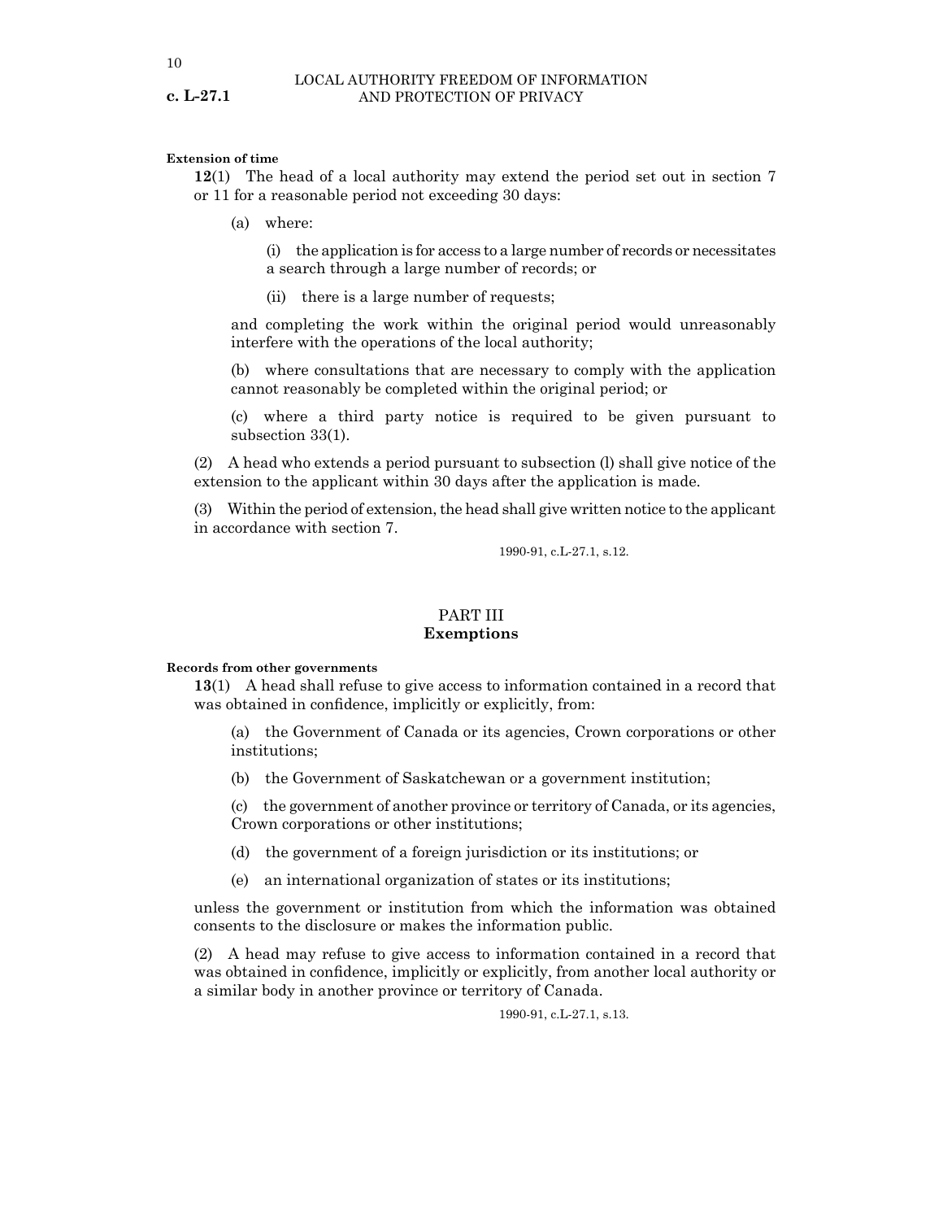**Extension of time**

**12**(1) The head of a local authority may extend the period set out in section 7 or 11 for a reasonable period not exceeding 30 days:

(a) where:

(i) the application is for access to a large number of records or necessitates a search through a large number of records; or

(ii) there is a large number of requests;

and completing the work within the original period would unreasonably interfere with the operations of the local authority;

(b) where consultations that are necessary to comply with the application cannot reasonably be completed within the original period; or

(c) where a third party notice is required to be given pursuant to subsection 33(1).

(2) A head who extends a period pursuant to subsection (l) shall give notice of the extension to the applicant within 30 days after the application is made.

(3) Within the period of extension, the head shall give written notice to the applicant in accordance with section 7.

1990-91, c.L-27.1, s.12.

## PART III
## Exemptions

**Records from other governments**

**13**(1) A head shall refuse to give access to information contained in a record that was obtained in confidence, implicitly or explicitly, from:

(a) the Government of Canada or its agencies, Crown corporations or other institutions;

(b) the Government of Saskatchewan or a government institution;

(c) the government of another province or territory of Canada, or its agencies, Crown corporations or other institutions;

(d) the government of a foreign jurisdiction or its institutions; or

(e) an international organization of states or its institutions;

unless the government or institution from which the information was obtained consents to the disclosure or makes the information public.

(2) A head may refuse to give access to information contained in a record that was obtained in confidence, implicitly or explicitly, from another local authority or a similar body in another province or territory of Canada.

1990-91, c.L-27.1, s.13.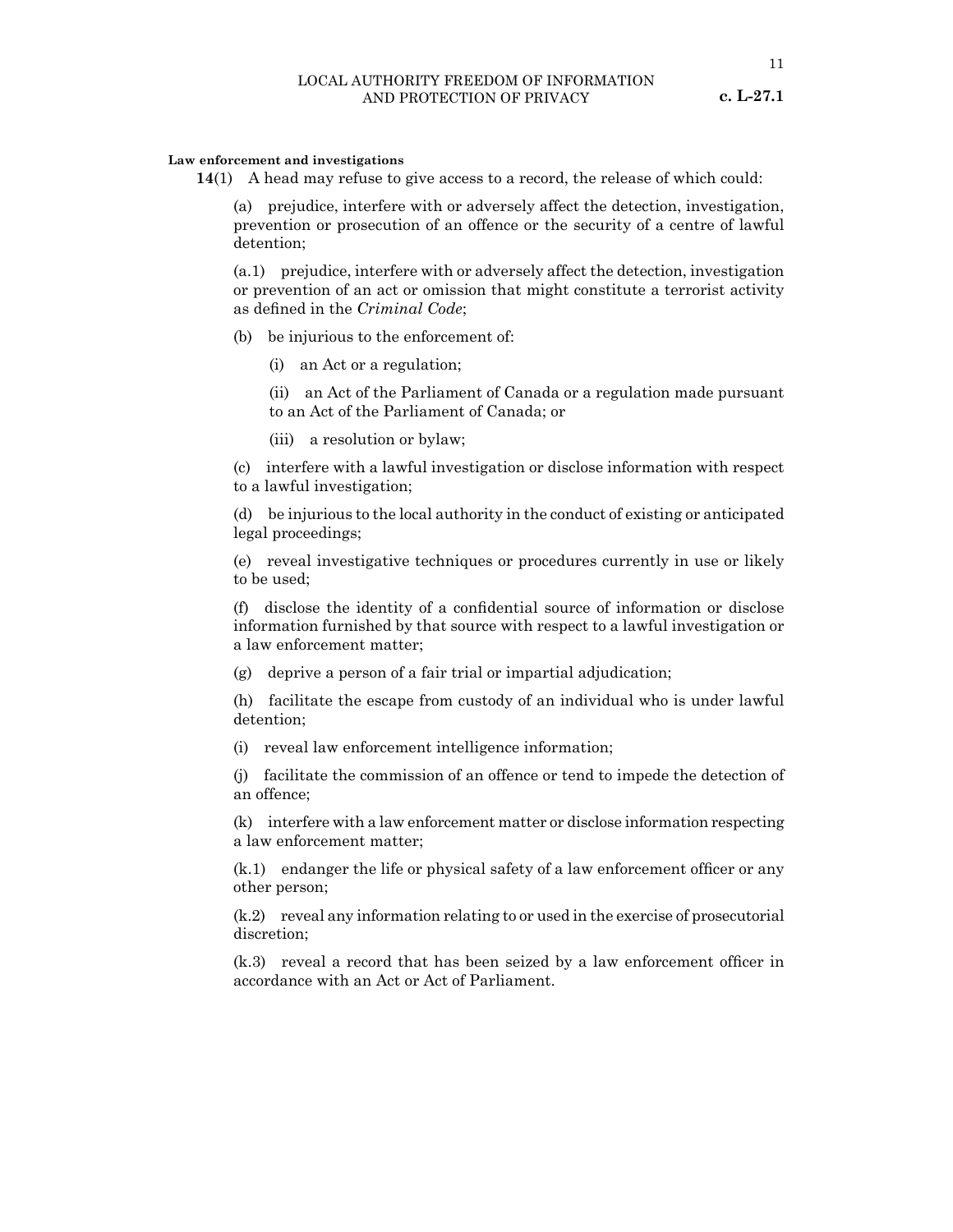**Law enforcement and investigations**

**14**(1) A head may refuse to give access to a record, the release of which could:

(a) prejudice, interfere with or adversely affect the detection, investigation, prevention or prosecution of an offence or the security of a centre of lawful detention;

(a.1) prejudice, interfere with or adversely affect the detection, investigation or prevention of an act or omission that might constitute a terrorist activity as defined in the *Criminal Code*;

(b) be injurious to the enforcement of:

(i) an Act or a regulation;

(ii) an Act of the Parliament of Canada or a regulation made pursuant to an Act of the Parliament of Canada; or

(iii) a resolution or bylaw;

(c) interfere with a lawful investigation or disclose information with respect to a lawful investigation;

(d) be injurious to the local authority in the conduct of existing or anticipated legal proceedings;

(e) reveal investigative techniques or procedures currently in use or likely to be used;

(f) disclose the identity of a confidential source of information or disclose information furnished by that source with respect to a lawful investigation or a law enforcement matter;

(g) deprive a person of a fair trial or impartial adjudication;

(h) facilitate the escape from custody of an individual who is under lawful detention;

(i) reveal law enforcement intelligence information;

(j) facilitate the commission of an offence or tend to impede the detection of an offence;

(k) interfere with a law enforcement matter or disclose information respecting a law enforcement matter;

(k.1) endanger the life or physical safety of a law enforcement officer or any other person;

(k.2) reveal any information relating to or used in the exercise of prosecutorial discretion;

(k.3) reveal a record that has been seized by a law enforcement officer in accordance with an Act or Act of Parliament.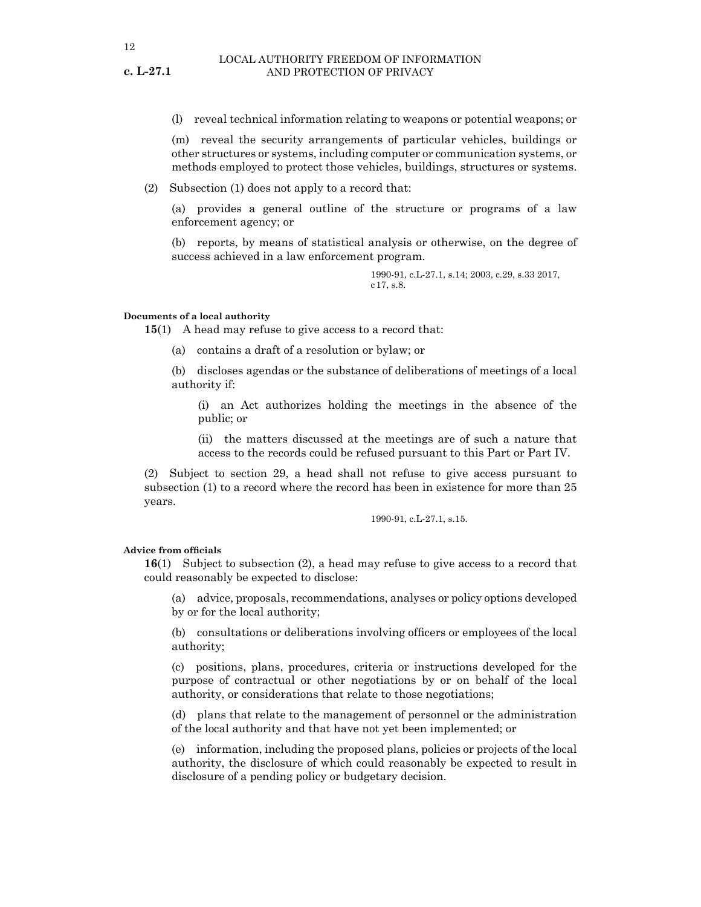(l) reveal technical information relating to weapons or potential weapons; or

(m) reveal the security arrangements of particular vehicles, buildings or other structures or systems, including computer or communication systems, or methods employed to protect those vehicles, buildings, structures or systems.

(2) Subsection (1) does not apply to a record that:

(a) provides a general outline of the structure or programs of a law enforcement agency; or

(b) reports, by means of statistical analysis or otherwise, on the degree of success achieved in a law enforcement program.

1990-91, c.L-27.1, s.14; 2003, c.29, s.33 2017, c 17, s.8.

**Documents of a local authority**

**15**(1) A head may refuse to give access to a record that:

(a) contains a draft of a resolution or bylaw; or

(b) discloses agendas or the substance of deliberations of meetings of a local authority if:

(i) an Act authorizes holding the meetings in the absence of the public; or

(ii) the matters discussed at the meetings are of such a nature that access to the records could be refused pursuant to this Part or Part IV.

(2) Subject to section 29, a head shall not refuse to give access pursuant to subsection (1) to a record where the record has been in existence for more than 25 years.

1990-91, c.L-27.1, s.15.

**Advice from officials**

**16**(1) Subject to subsection (2), a head may refuse to give access to a record that could reasonably be expected to disclose:

(a) advice, proposals, recommendations, analyses or policy options developed by or for the local authority;

(b) consultations or deliberations involving officers or employees of the local authority;

(c) positions, plans, procedures, criteria or instructions developed for the purpose of contractual or other negotiations by or on behalf of the local authority, or considerations that relate to those negotiations;

(d) plans that relate to the management of personnel or the administration of the local authority and that have not yet been implemented; or

(e) information, including the proposed plans, policies or projects of the local authority, the disclosure of which could reasonably be expected to result in disclosure of a pending policy or budgetary decision.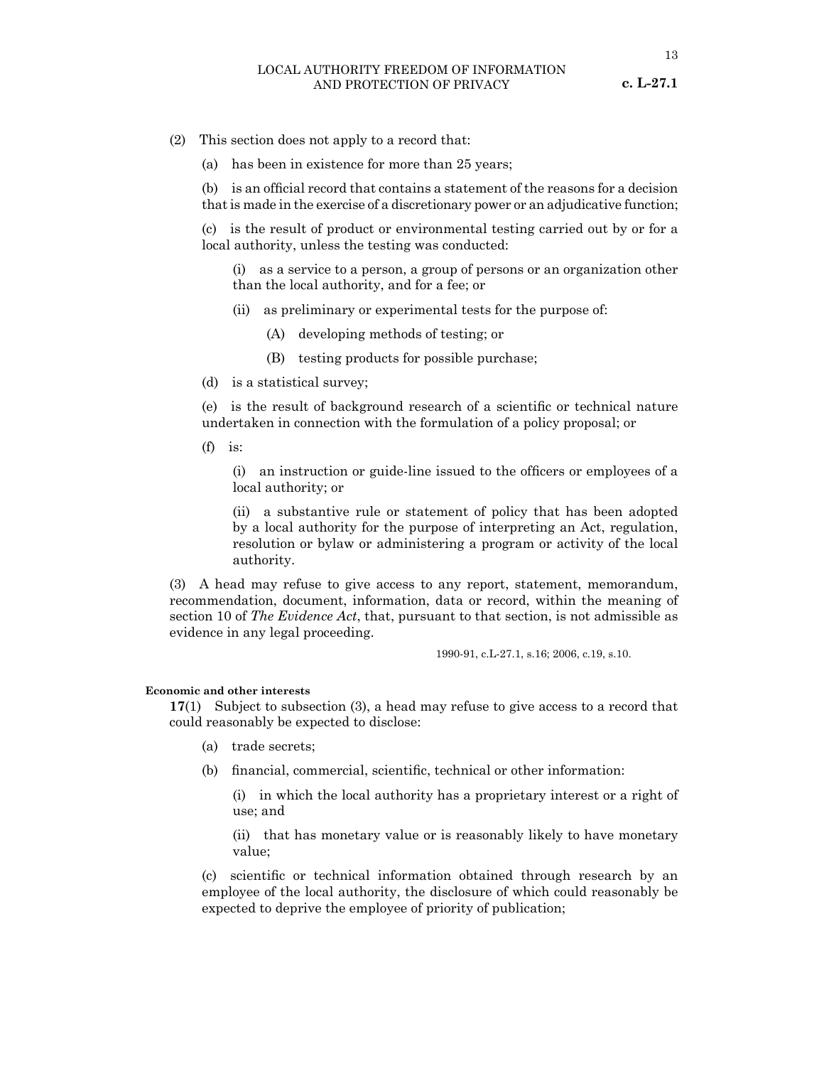(2) This section does not apply to a record that:

(a) has been in existence for more than 25 years;

(b) is an official record that contains a statement of the reasons for a decision that is made in the exercise of a discretionary power or an adjudicative function;

(c) is the result of product or environmental testing carried out by or for a local authority, unless the testing was conducted:

(i) as a service to a person, a group of persons or an organization other than the local authority, and for a fee; or

(ii) as preliminary or experimental tests for the purpose of:

(A) developing methods of testing; or

(B) testing products for possible purchase;

(d) is a statistical survey;

(e) is the result of background research of a scientific or technical nature undertaken in connection with the formulation of a policy proposal; or

(f) is:

(i) an instruction or guide-line issued to the officers or employees of a local authority; or

(ii) a substantive rule or statement of policy that has been adopted by a local authority for the purpose of interpreting an Act, regulation, resolution or bylaw or administering a program or activity of the local authority.

(3) A head may refuse to give access to any report, statement, memorandum, recommendation, document, information, data or record, within the meaning of section 10 of *The Evidence Act*, that, pursuant to that section, is not admissible as evidence in any legal proceeding.

1990-91, c.L-27.1, s.16; 2006, c.19, s.10.

**Economic and other interests**

**17**(1) Subject to subsection (3), a head may refuse to give access to a record that could reasonably be expected to disclose:

(a) trade secrets;

(b) financial, commercial, scientific, technical or other information:

(i) in which the local authority has a proprietary interest or a right of use; and

(ii) that has monetary value or is reasonably likely to have monetary value;

(c) scientific or technical information obtained through research by an employee of the local authority, the disclosure of which could reasonably be expected to deprive the employee of priority of publication;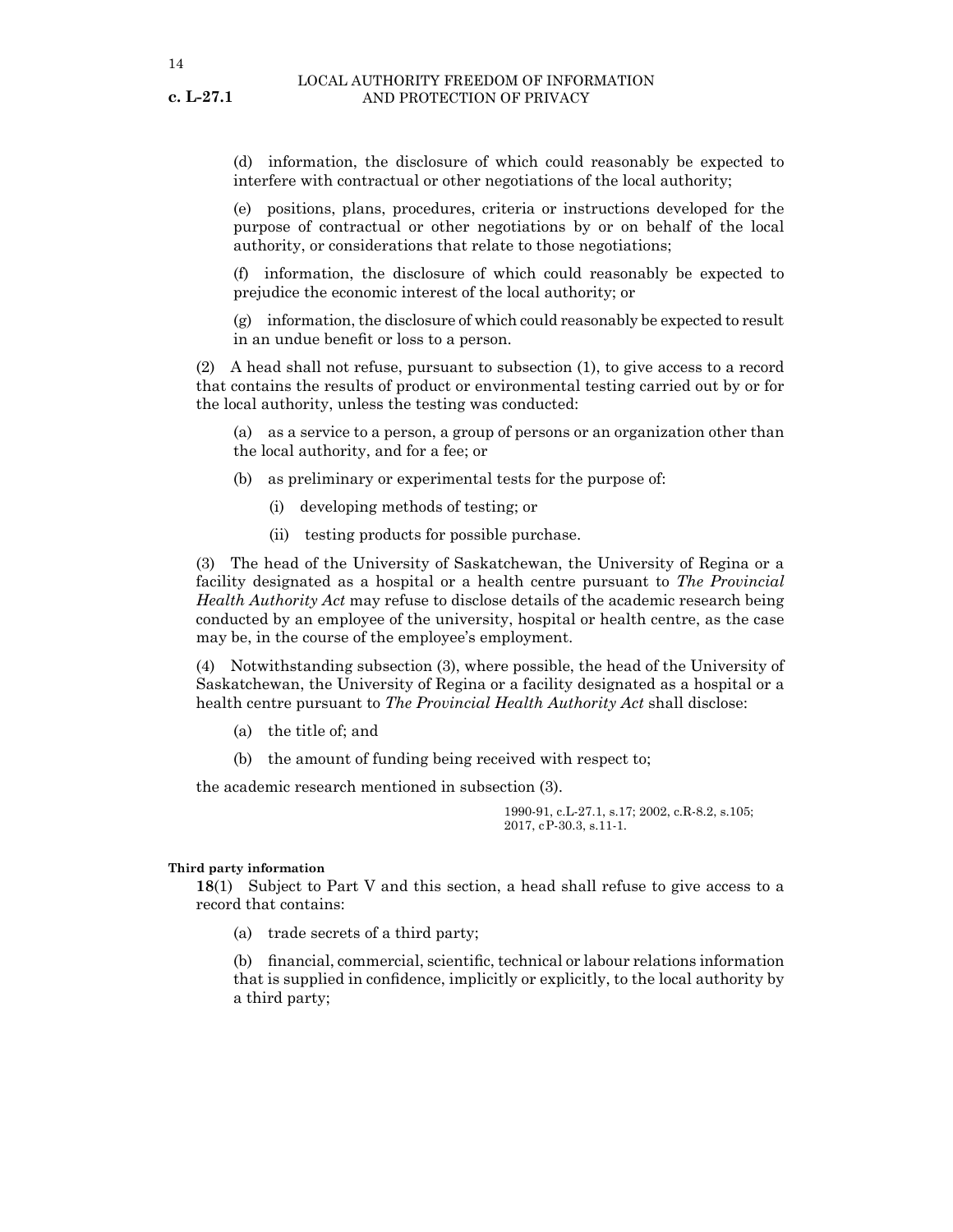(d) information, the disclosure of which could reasonably be expected to interfere with contractual or other negotiations of the local authority;

(e) positions, plans, procedures, criteria or instructions developed for the purpose of contractual or other negotiations by or on behalf of the local authority, or considerations that relate to those negotiations;

(f) information, the disclosure of which could reasonably be expected to prejudice the economic interest of the local authority; or

(g) information, the disclosure of which could reasonably be expected to result in an undue benefit or loss to a person.

(2) A head shall not refuse, pursuant to subsection (1), to give access to a record that contains the results of product or environmental testing carried out by or for the local authority, unless the testing was conducted:

(a) as a service to a person, a group of persons or an organization other than the local authority, and for a fee; or

(b) as preliminary or experimental tests for the purpose of:

(i) developing methods of testing; or

(ii) testing products for possible purchase.

(3) The head of the University of Saskatchewan, the University of Regina or a facility designated as a hospital or a health centre pursuant to *The Provincial Health Authority Act* may refuse to disclose details of the academic research being conducted by an employee of the university, hospital or health centre, as the case may be, in the course of the employee's employment.

(4) Notwithstanding subsection (3), where possible, the head of the University of Saskatchewan, the University of Regina or a facility designated as a hospital or a health centre pursuant to *The Provincial Health Authority Act* shall disclose:

(a) the title of; and

(b) the amount of funding being received with respect to;

the academic research mentioned in subsection (3).

1990-91, c.L-27.1, s.17; 2002, c.R-8.2, s.105; 2017, cP-30.3, s.11-1.

**Third party information**

**18**(1) Subject to Part V and this section, a head shall refuse to give access to a record that contains:

(a) trade secrets of a third party;

(b) financial, commercial, scientific, technical or labour relations information that is supplied in confidence, implicitly or explicitly, to the local authority by a third party;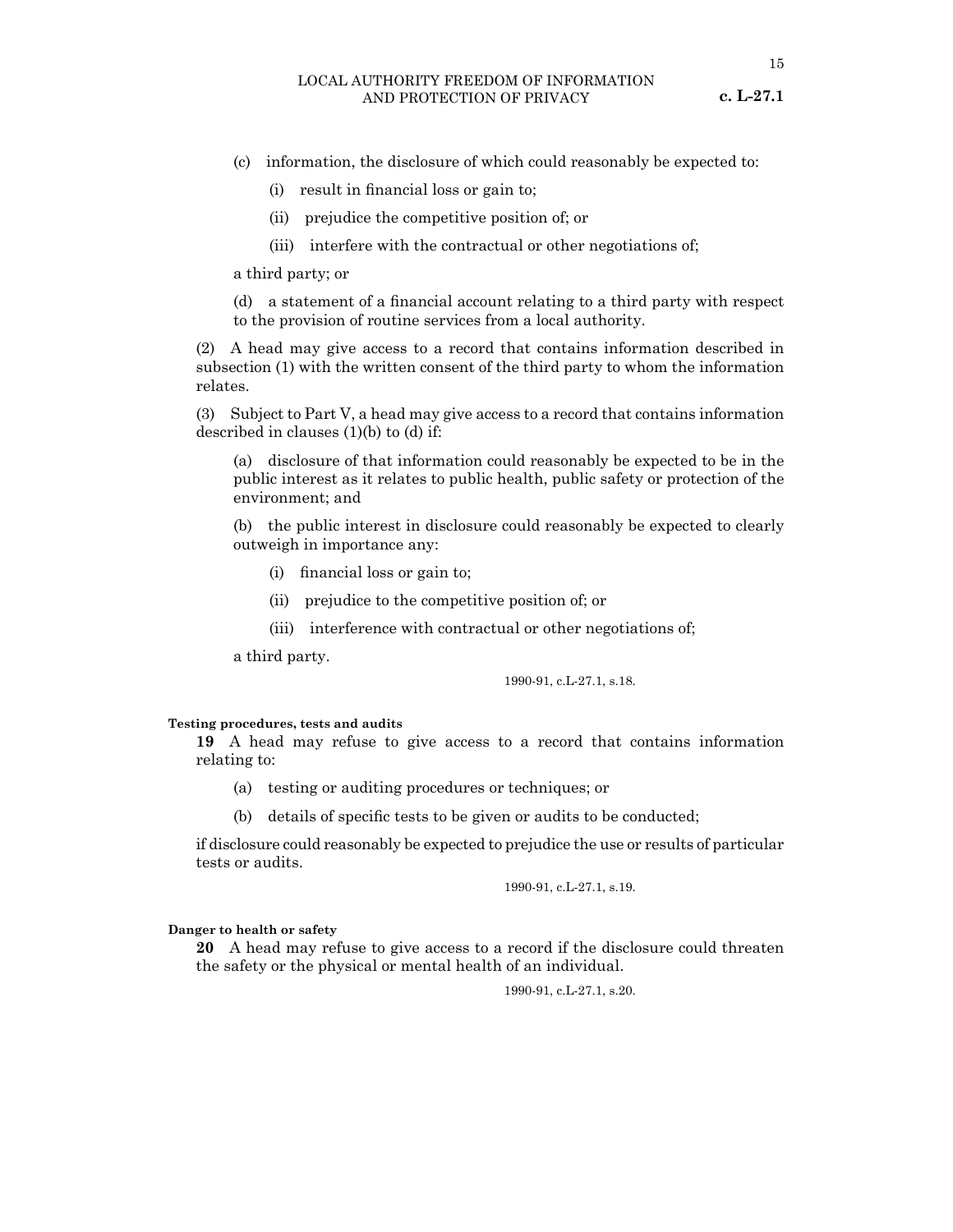(c) information, the disclosure of which could reasonably be expected to:

(i) result in financial loss or gain to;

(ii) prejudice the competitive position of; or

(iii) interfere with the contractual or other negotiations of;

a third party; or

(d) a statement of a financial account relating to a third party with respect to the provision of routine services from a local authority.

(2) A head may give access to a record that contains information described in subsection (1) with the written consent of the third party to whom the information relates.

(3) Subject to Part V, a head may give access to a record that contains information described in clauses (1)(b) to (d) if:

(a) disclosure of that information could reasonably be expected to be in the public interest as it relates to public health, public safety or protection of the environment; and

(b) the public interest in disclosure could reasonably be expected to clearly outweigh in importance any:

(i) financial loss or gain to;

(ii) prejudice to the competitive position of; or

(iii) interference with contractual or other negotiations of;

a third party.

1990-91, c.L-27.1, s.18.

**Testing procedures, tests and audits**

**19** A head may refuse to give access to a record that contains information relating to:

(a) testing or auditing procedures or techniques; or

(b) details of specific tests to be given or audits to be conducted;

if disclosure could reasonably be expected to prejudice the use or results of particular tests or audits.

1990-91, c.L-27.1, s.19.

**Danger to health or safety**

**20** A head may refuse to give access to a record if the disclosure could threaten the safety or the physical or mental health of an individual.

1990-91, c.L-27.1, s.20.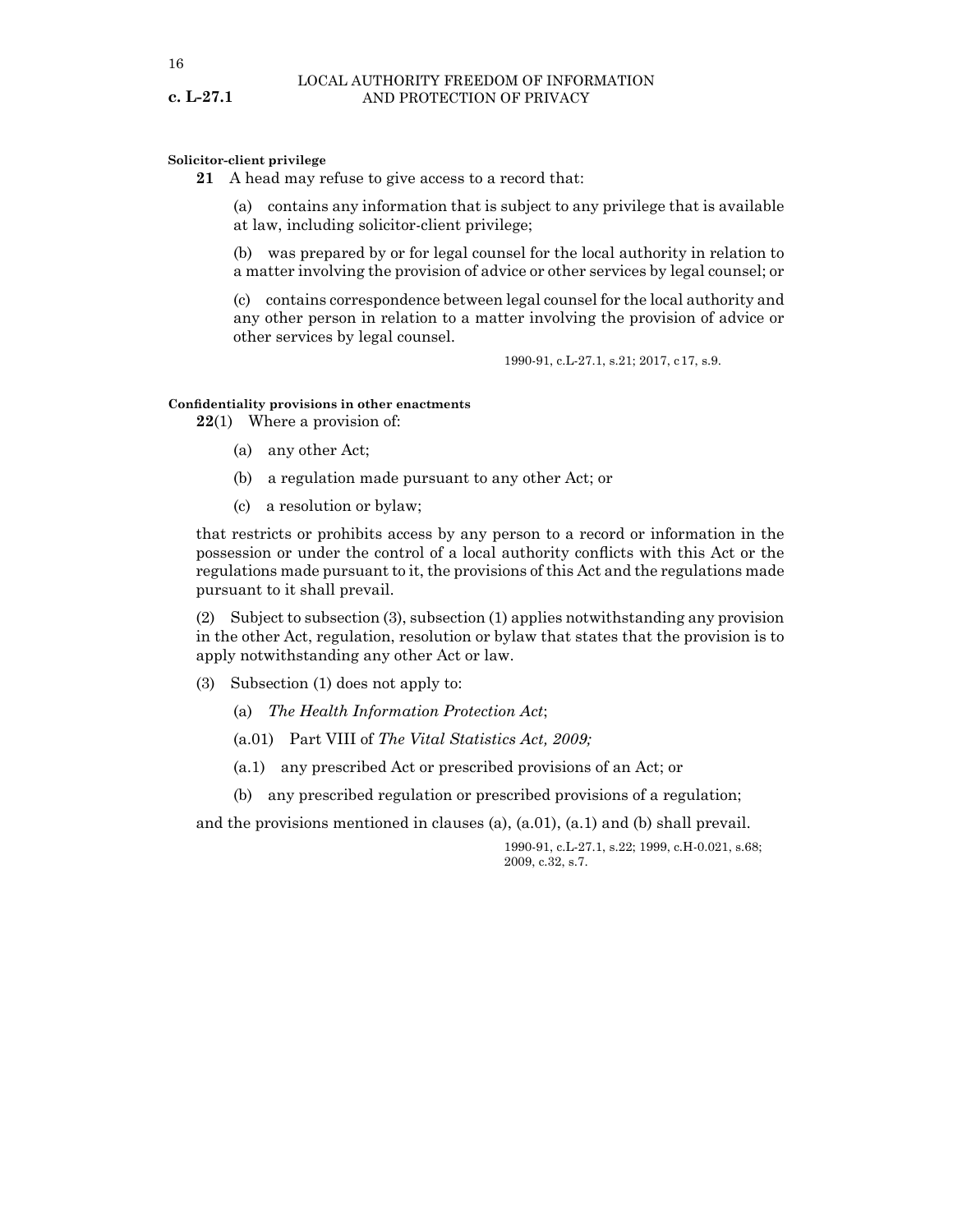**Solicitor-client privilege**

**21** A head may refuse to give access to a record that:

(a) contains any information that is subject to any privilege that is available at law, including solicitor-client privilege;

(b) was prepared by or for legal counsel for the local authority in relation to a matter involving the provision of advice or other services by legal counsel; or

(c) contains correspondence between legal counsel for the local authority and any other person in relation to a matter involving the provision of advice or other services by legal counsel.

1990-91, c.L-27.1, s.21; 2017, c17, s.9.

**Confidentiality provisions in other enactments**

**22**(1) Where a provision of:

(a) any other Act;

(b) a regulation made pursuant to any other Act; or

(c) a resolution or bylaw;

that restricts or prohibits access by any person to a record or information in the possession or under the control of a local authority conflicts with this Act or the regulations made pursuant to it, the provisions of this Act and the regulations made pursuant to it shall prevail.

(2) Subject to subsection (3), subsection (1) applies notwithstanding any provision in the other Act, regulation, resolution or bylaw that states that the provision is to apply notwithstanding any other Act or law.

(3) Subsection (1) does not apply to:

(a) *The Health Information Protection Act*;

(a.01) Part VIII of *The Vital Statistics Act, 2009;*

(a.1) any prescribed Act or prescribed provisions of an Act; or

(b) any prescribed regulation or prescribed provisions of a regulation;

and the provisions mentioned in clauses (a), (a.01), (a.1) and (b) shall prevail.

1990-91, c.L-27.1, s.22; 1999, c.H-0.021, s.68; 2009, c.32, s.7.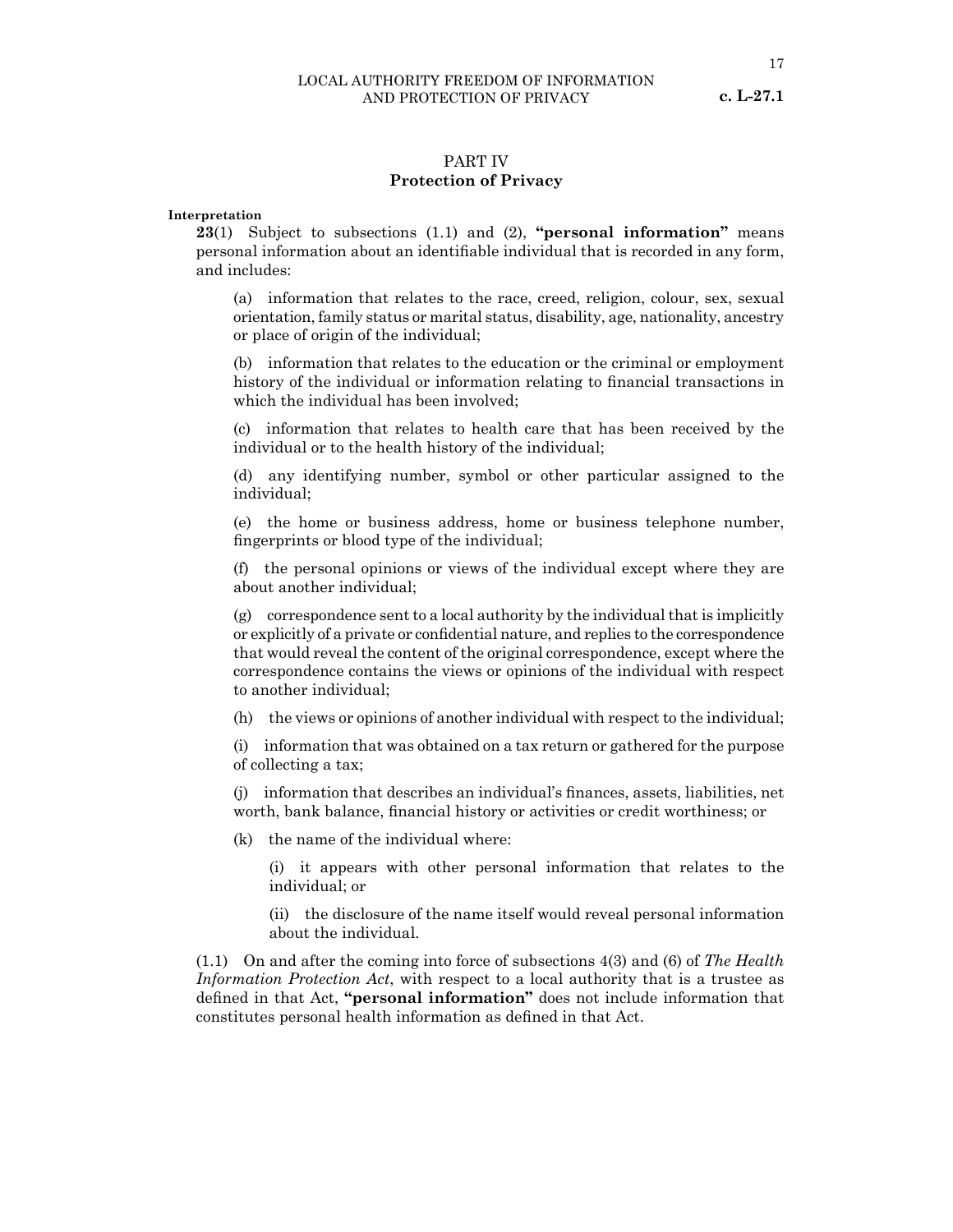## PART IV
## Protection of Privacy

**Interpretation**

**23**(1) Subject to subsections (1.1) and (2), **"personal information"** means personal information about an identifiable individual that is recorded in any form, and includes:

(a) information that relates to the race, creed, religion, colour, sex, sexual orientation, family status or marital status, disability, age, nationality, ancestry or place of origin of the individual;

(b) information that relates to the education or the criminal or employment history of the individual or information relating to financial transactions in which the individual has been involved;

(c) information that relates to health care that has been received by the individual or to the health history of the individual;

(d) any identifying number, symbol or other particular assigned to the individual;

(e) the home or business address, home or business telephone number, fingerprints or blood type of the individual;

(f) the personal opinions or views of the individual except where they are about another individual;

(g) correspondence sent to a local authority by the individual that is implicitly or explicitly of a private or confidential nature, and replies to the correspondence that would reveal the content of the original correspondence, except where the correspondence contains the views or opinions of the individual with respect to another individual;

(h) the views or opinions of another individual with respect to the individual;

(i) information that was obtained on a tax return or gathered for the purpose of collecting a tax;

(j) information that describes an individual's finances, assets, liabilities, net worth, bank balance, financial history or activities or credit worthiness; or

(k) the name of the individual where:

(i) it appears with other personal information that relates to the individual; or

(ii) the disclosure of the name itself would reveal personal information about the individual.

(1.1) On and after the coming into force of subsections 4(3) and (6) of *The Health Information Protection Act*, with respect to a local authority that is a trustee as defined in that Act, **"personal information"** does not include information that constitutes personal health information as defined in that Act.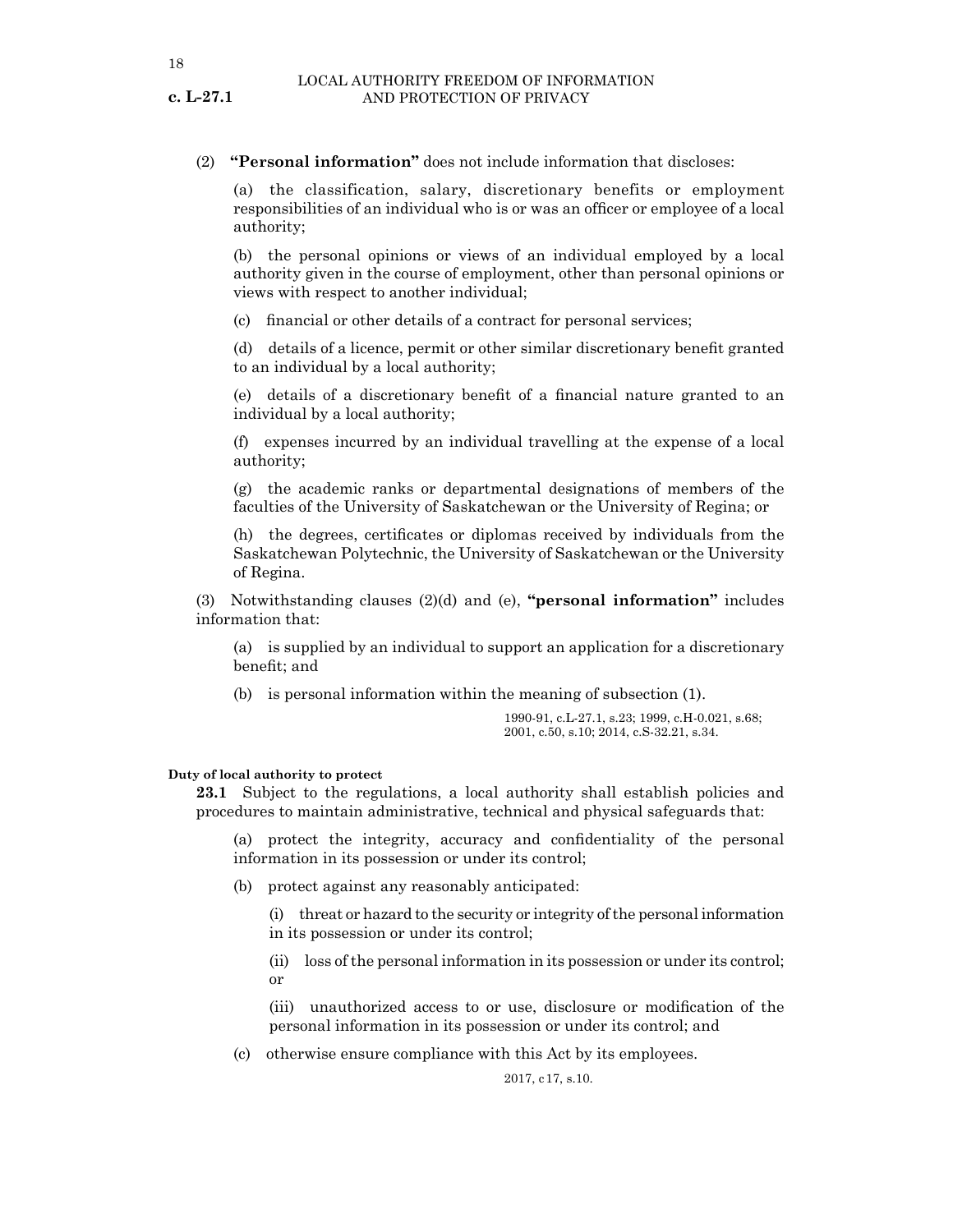(2) **"Personal information"** does not include information that discloses:

(a) the classification, salary, discretionary benefits or employment responsibilities of an individual who is or was an officer or employee of a local authority;

(b) the personal opinions or views of an individual employed by a local authority given in the course of employment, other than personal opinions or views with respect to another individual;

(c) financial or other details of a contract for personal services;

(d) details of a licence, permit or other similar discretionary benefit granted to an individual by a local authority;

(e) details of a discretionary benefit of a financial nature granted to an individual by a local authority;

(f) expenses incurred by an individual travelling at the expense of a local authority;

(g) the academic ranks or departmental designations of members of the faculties of the University of Saskatchewan or the University of Regina; or

(h) the degrees, certificates or diplomas received by individuals from the Saskatchewan Polytechnic, the University of Saskatchewan or the University of Regina.

(3) Notwithstanding clauses (2)(d) and (e), **"personal information"** includes information that:

(a) is supplied by an individual to support an application for a discretionary benefit; and

(b) is personal information within the meaning of subsection (1).

1990-91, c.L-27.1, s.23; 1999, c.H-0.021, s.68; 2001, c.50, s.10; 2014, c.S-32.21, s.34.

**Duty of local authority to protect**

**23.1** Subject to the regulations, a local authority shall establish policies and procedures to maintain administrative, technical and physical safeguards that:

(a) protect the integrity, accuracy and confidentiality of the personal information in its possession or under its control;

(b) protect against any reasonably anticipated:

(i) threat or hazard to the security or integrity of the personal information in its possession or under its control;

(ii) loss of the personal information in its possession or under its control; or

(iii) unauthorized access to or use, disclosure or modification of the personal information in its possession or under its control; and

(c) otherwise ensure compliance with this Act by its employees.

2017, c17, s.10.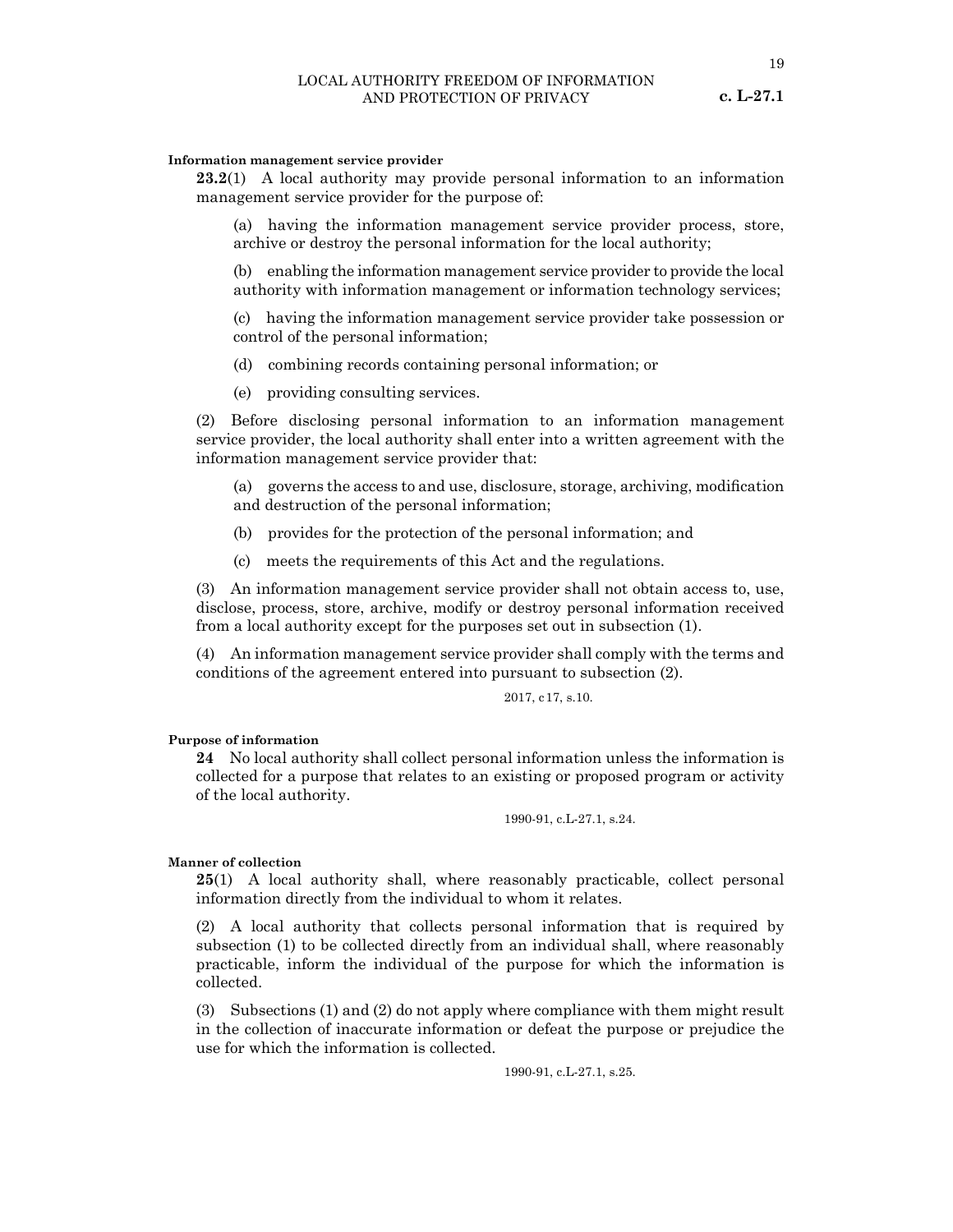**Information management service provider**

**23.2**(1) A local authority may provide personal information to an information management service provider for the purpose of:

(a) having the information management service provider process, store, archive or destroy the personal information for the local authority;

(b) enabling the information management service provider to provide the local authority with information management or information technology services;

(c) having the information management service provider take possession or control of the personal information;

(d) combining records containing personal information; or

(e) providing consulting services.

(2) Before disclosing personal information to an information management service provider, the local authority shall enter into a written agreement with the information management service provider that:

(a) governs the access to and use, disclosure, storage, archiving, modification and destruction of the personal information;

(b) provides for the protection of the personal information; and

(c) meets the requirements of this Act and the regulations.

(3) An information management service provider shall not obtain access to, use, disclose, process, store, archive, modify or destroy personal information received from a local authority except for the purposes set out in subsection (1).

(4) An information management service provider shall comply with the terms and conditions of the agreement entered into pursuant to subsection (2).

2017, c17, s.10.

**Purpose of information**

**24** No local authority shall collect personal information unless the information is collected for a purpose that relates to an existing or proposed program or activity of the local authority.

1990-91, c.L-27.1, s.24.

**Manner of collection**

**25**(1) A local authority shall, where reasonably practicable, collect personal information directly from the individual to whom it relates.

(2) A local authority that collects personal information that is required by subsection (1) to be collected directly from an individual shall, where reasonably practicable, inform the individual of the purpose for which the information is collected.

(3) Subsections (1) and (2) do not apply where compliance with them might result in the collection of inaccurate information or defeat the purpose or prejudice the use for which the information is collected.

1990-91, c.L-27.1, s.25.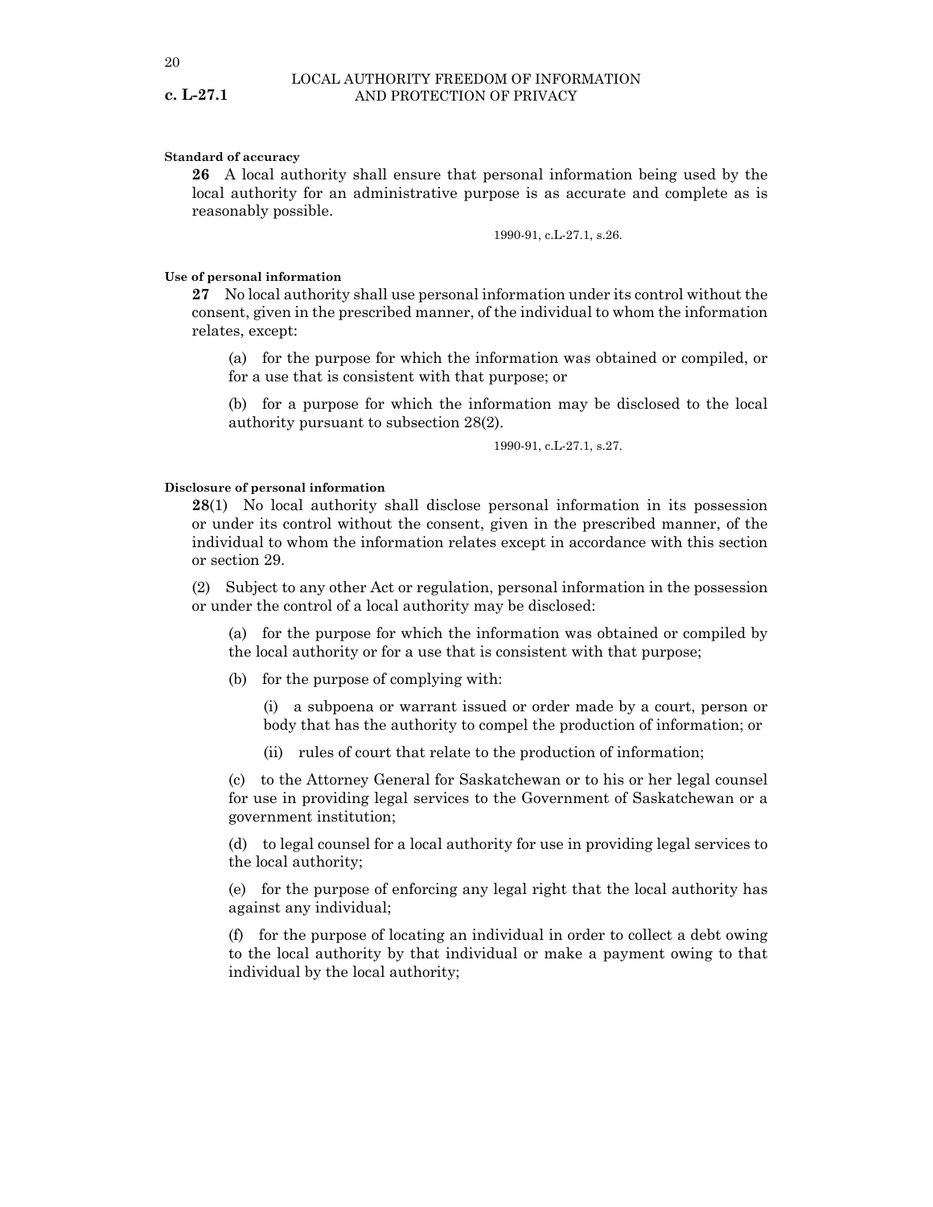**Standard of accuracy**

**26** A local authority shall ensure that personal information being used by the local authority for an administrative purpose is as accurate and complete as is reasonably possible.

1990-91, c.L-27.1, s.26.

**Use of personal information**

**27** No local authority shall use personal information under its control without the consent, given in the prescribed manner, of the individual to whom the information relates, except:

(a) for the purpose for which the information was obtained or compiled, or for a use that is consistent with that purpose; or

(b) for a purpose for which the information may be disclosed to the local authority pursuant to subsection 28(2).

1990-91, c.L-27.1, s.27.

**Disclosure of personal information**

**28**(1) No local authority shall disclose personal information in its possession or under its control without the consent, given in the prescribed manner, of the individual to whom the information relates except in accordance with this section or section 29.

(2) Subject to any other Act or regulation, personal information in the possession or under the control of a local authority may be disclosed:

(a) for the purpose for which the information was obtained or compiled by the local authority or for a use that is consistent with that purpose;

(b) for the purpose of complying with:

(i) a subpoena or warrant issued or order made by a court, person or body that has the authority to compel the production of information; or

(ii) rules of court that relate to the production of information;

(c) to the Attorney General for Saskatchewan or to his or her legal counsel for use in providing legal services to the Government of Saskatchewan or a government institution;

(d) to legal counsel for a local authority for use in providing legal services to the local authority;

(e) for the purpose of enforcing any legal right that the local authority has against any individual;

(f) for the purpose of locating an individual in order to collect a debt owing to the local authority by that individual or make a payment owing to that individual by the local authority;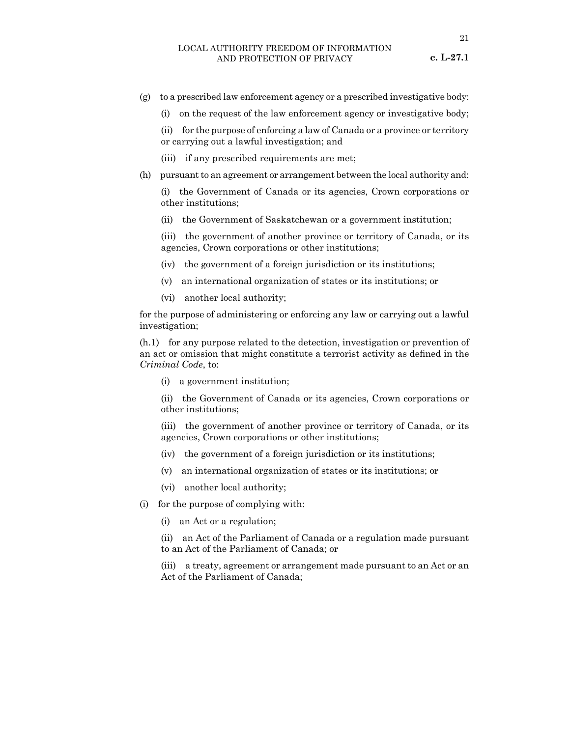(g) to a prescribed law enforcement agency or a prescribed investigative body:

(i) on the request of the law enforcement agency or investigative body;

(ii) for the purpose of enforcing a law of Canada or a province or territory or carrying out a lawful investigation; and

(iii) if any prescribed requirements are met;

(h) pursuant to an agreement or arrangement between the local authority and:

(i) the Government of Canada or its agencies, Crown corporations or other institutions;

(ii) the Government of Saskatchewan or a government institution;

(iii) the government of another province or territory of Canada, or its agencies, Crown corporations or other institutions;

(iv) the government of a foreign jurisdiction or its institutions;

(v) an international organization of states or its institutions; or

(vi) another local authority;

for the purpose of administering or enforcing any law or carrying out a lawful investigation;

(h.1) for any purpose related to the detection, investigation or prevention of an act or omission that might constitute a terrorist activity as defined in the *Criminal Code*, to:

(i) a government institution;

(ii) the Government of Canada or its agencies, Crown corporations or other institutions;

(iii) the government of another province or territory of Canada, or its agencies, Crown corporations or other institutions;

(iv) the government of a foreign jurisdiction or its institutions;

(v) an international organization of states or its institutions; or

(vi) another local authority;

(i) for the purpose of complying with:

(i) an Act or a regulation;

(ii) an Act of the Parliament of Canada or a regulation made pursuant to an Act of the Parliament of Canada; or

(iii) a treaty, agreement or arrangement made pursuant to an Act or an Act of the Parliament of Canada;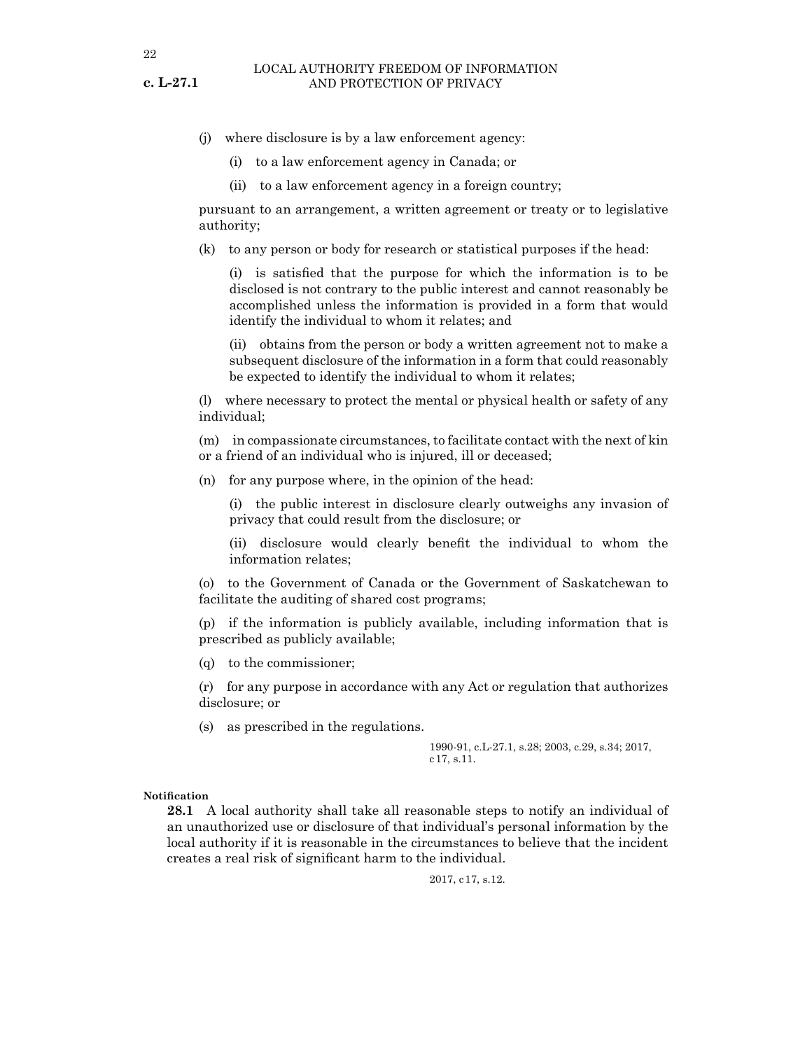(j) where disclosure is by a law enforcement agency:

(i) to a law enforcement agency in Canada; or

(ii) to a law enforcement agency in a foreign country;

pursuant to an arrangement, a written agreement or treaty or to legislative authority;

(k) to any person or body for research or statistical purposes if the head:

(i) is satisfied that the purpose for which the information is to be disclosed is not contrary to the public interest and cannot reasonably be accomplished unless the information is provided in a form that would identify the individual to whom it relates; and

(ii) obtains from the person or body a written agreement not to make a subsequent disclosure of the information in a form that could reasonably be expected to identify the individual to whom it relates;

(l) where necessary to protect the mental or physical health or safety of any individual;

(m) in compassionate circumstances, to facilitate contact with the next of kin or a friend of an individual who is injured, ill or deceased;

(n) for any purpose where, in the opinion of the head:

(i) the public interest in disclosure clearly outweighs any invasion of privacy that could result from the disclosure; or

(ii) disclosure would clearly benefit the individual to whom the information relates;

(o) to the Government of Canada or the Government of Saskatchewan to facilitate the auditing of shared cost programs;

(p) if the information is publicly available, including information that is prescribed as publicly available;

(q) to the commissioner;

(r) for any purpose in accordance with any Act or regulation that authorizes disclosure; or

(s) as prescribed in the regulations.

1990-91, c.L-27.1, s.28; 2003, c.29, s.34; 2017, c 17, s.11.

**Notification**

**28.1** A local authority shall take all reasonable steps to notify an individual of an unauthorized use or disclosure of that individual's personal information by the local authority if it is reasonable in the circumstances to believe that the incident creates a real risk of significant harm to the individual.

2017, c 17, s.12.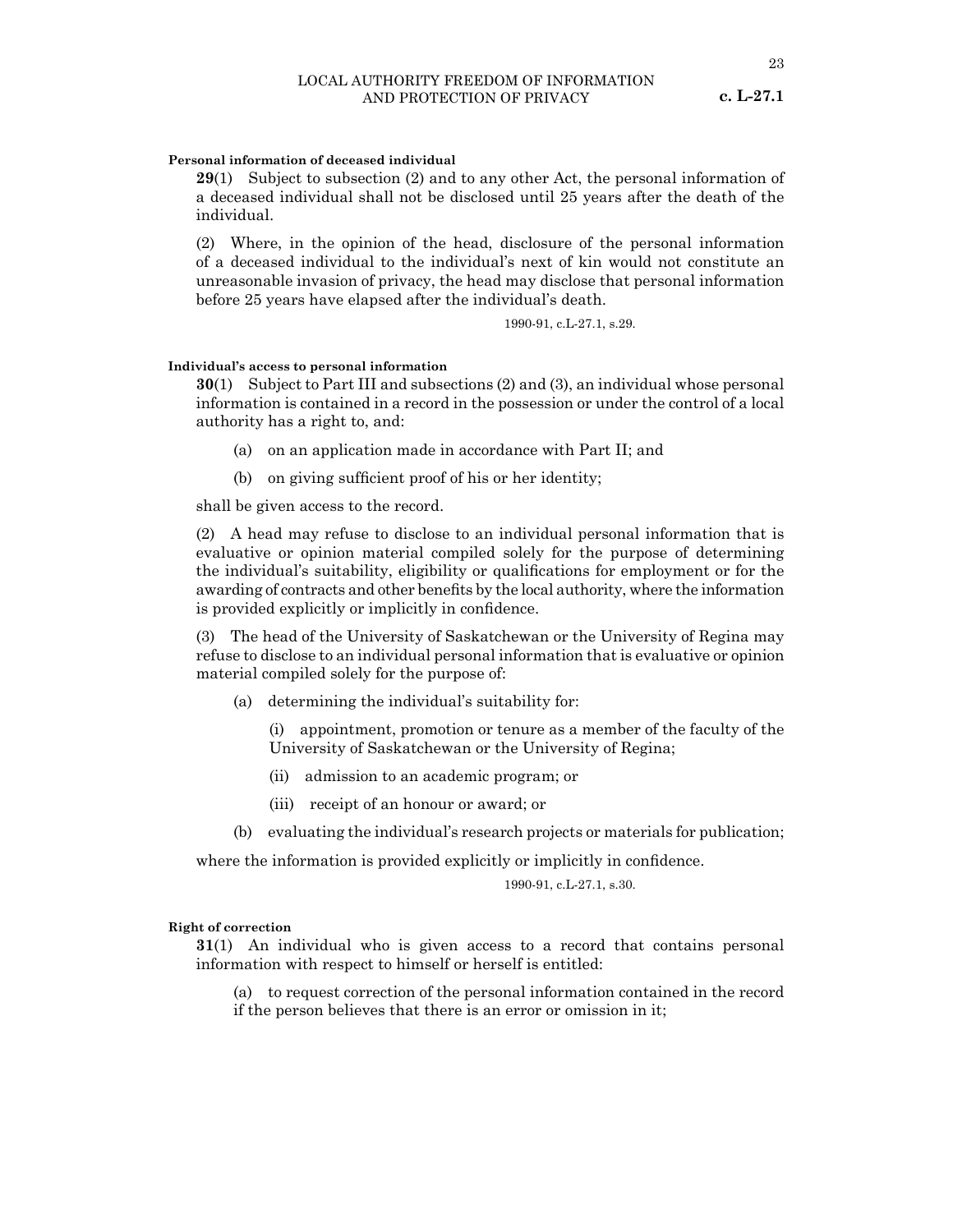**Personal information of deceased individual**

**29**(1) Subject to subsection (2) and to any other Act, the personal information of a deceased individual shall not be disclosed until 25 years after the death of the individual.

(2) Where, in the opinion of the head, disclosure of the personal information of a deceased individual to the individual's next of kin would not constitute an unreasonable invasion of privacy, the head may disclose that personal information before 25 years have elapsed after the individual's death.

1990-91, c.L-27.1, s.29.

**Individual's access to personal information**

**30**(1) Subject to Part III and subsections (2) and (3), an individual whose personal information is contained in a record in the possession or under the control of a local authority has a right to, and:

(a) on an application made in accordance with Part II; and

(b) on giving sufficient proof of his or her identity;

shall be given access to the record.

(2) A head may refuse to disclose to an individual personal information that is evaluative or opinion material compiled solely for the purpose of determining the individual's suitability, eligibility or qualifications for employment or for the awarding of contracts and other benefits by the local authority, where the information is provided explicitly or implicitly in confidence.

(3) The head of the University of Saskatchewan or the University of Regina may refuse to disclose to an individual personal information that is evaluative or opinion material compiled solely for the purpose of:

(a) determining the individual's suitability for:

(i) appointment, promotion or tenure as a member of the faculty of the University of Saskatchewan or the University of Regina;

(ii) admission to an academic program; or

(iii) receipt of an honour or award; or

(b) evaluating the individual's research projects or materials for publication;

where the information is provided explicitly or implicitly in confidence.

1990-91, c.L-27.1, s.30.

**Right of correction**

**31**(1) An individual who is given access to a record that contains personal information with respect to himself or herself is entitled:

(a) to request correction of the personal information contained in the record if the person believes that there is an error or omission in it;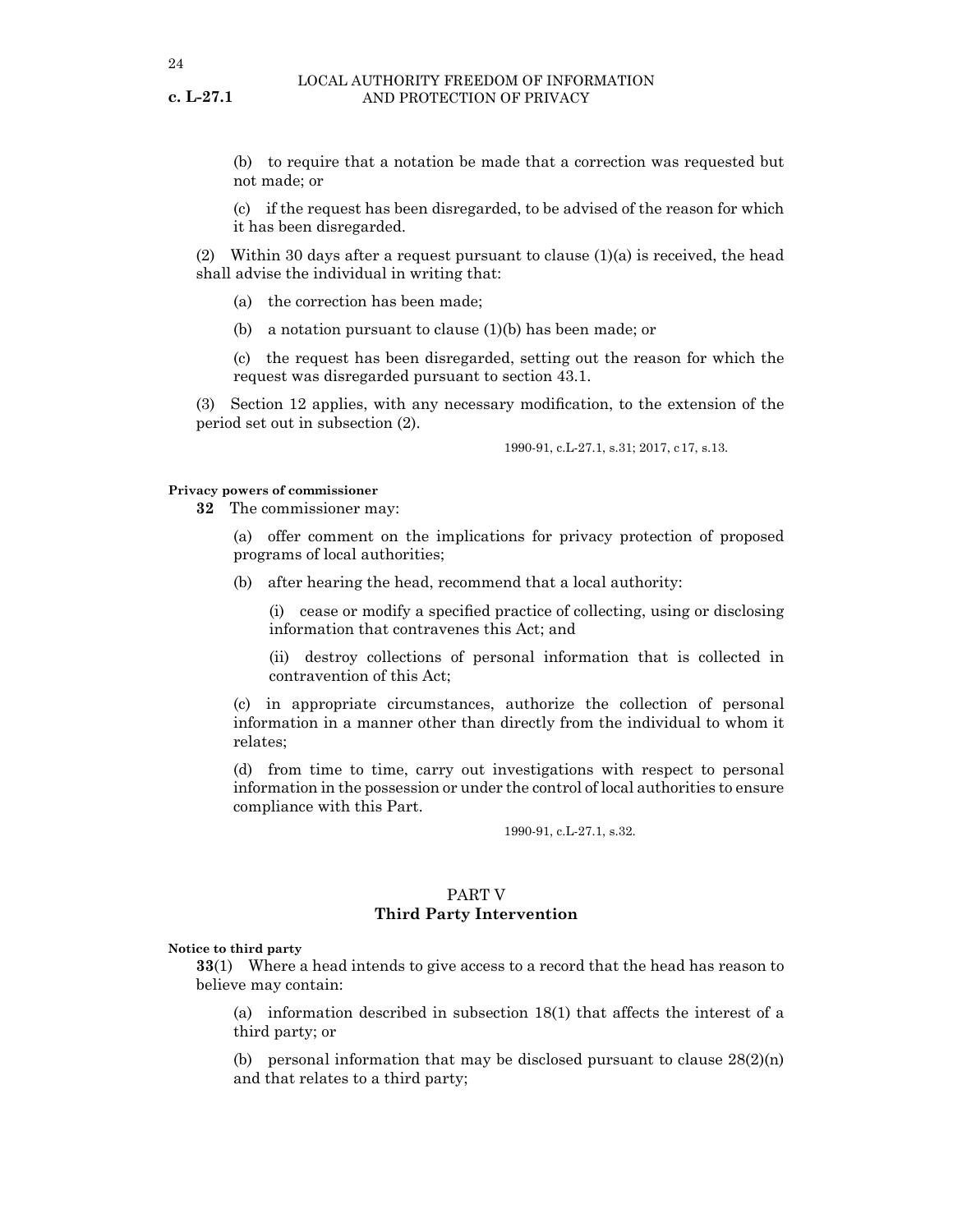(b) to require that a notation be made that a correction was requested but not made; or

(c) if the request has been disregarded, to be advised of the reason for which it has been disregarded.

(2) Within 30 days after a request pursuant to clause (1)(a) is received, the head shall advise the individual in writing that:

(a) the correction has been made;

(b) a notation pursuant to clause (1)(b) has been made; or

(c) the request has been disregarded, setting out the reason for which the request was disregarded pursuant to section 43.1.

(3) Section 12 applies, with any necessary modification, to the extension of the period set out in subsection (2).

1990-91, c.L-27.1, s.31; 2017, c17, s.13.

**Privacy powers of commissioner**

**32** The commissioner may:

(a) offer comment on the implications for privacy protection of proposed programs of local authorities;

(b) after hearing the head, recommend that a local authority:

(i) cease or modify a specified practice of collecting, using or disclosing information that contravenes this Act; and

(ii) destroy collections of personal information that is collected in contravention of this Act;

(c) in appropriate circumstances, authorize the collection of personal information in a manner other than directly from the individual to whom it relates;

(d) from time to time, carry out investigations with respect to personal information in the possession or under the control of local authorities to ensure compliance with this Part.

1990-91, c.L-27.1, s.32.

## PART V
## Third Party Intervention

**Notice to third party**

**33**(1) Where a head intends to give access to a record that the head has reason to believe may contain:

(a) information described in subsection 18(1) that affects the interest of a third party; or

(b) personal information that may be disclosed pursuant to clause 28(2)(n) and that relates to a third party;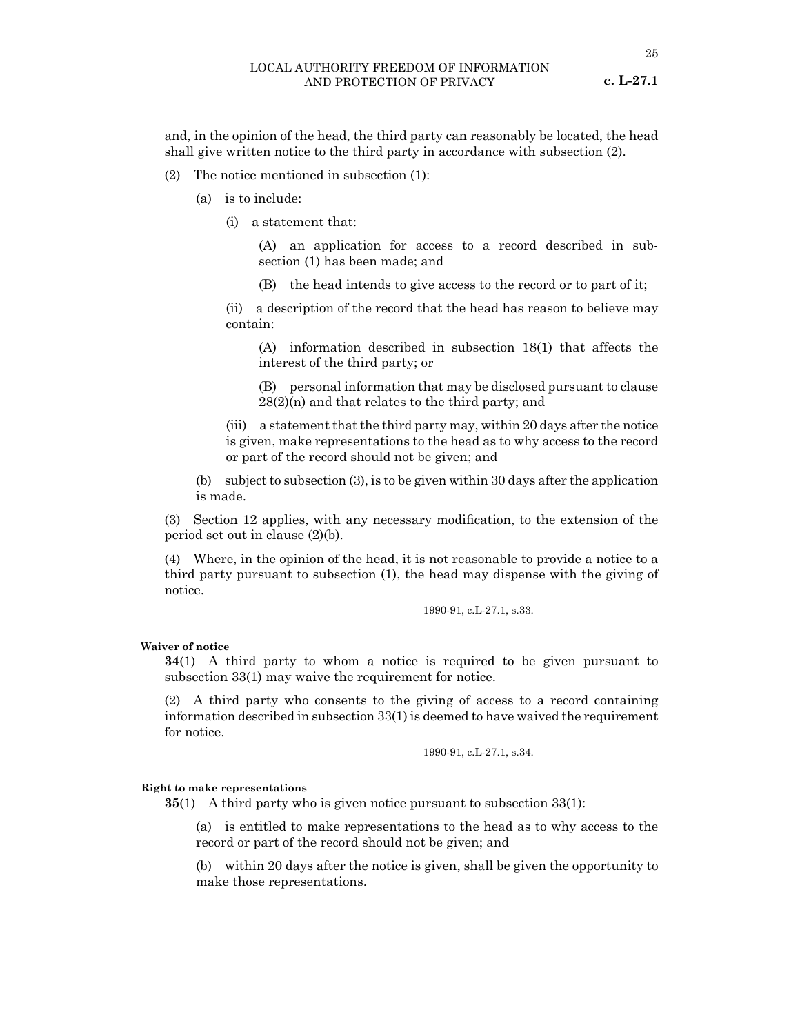and, in the opinion of the head, the third party can reasonably be located, the head shall give written notice to the third party in accordance with subsection (2).

(2) The notice mentioned in subsection (1):

(a) is to include:

(i) a statement that:

(A) an application for access to a record described in subsection (1) has been made; and

(B) the head intends to give access to the record or to part of it;

(ii) a description of the record that the head has reason to believe may contain:

(A) information described in subsection 18(1) that affects the interest of the third party; or

(B) personal information that may be disclosed pursuant to clause 28(2)(n) and that relates to the third party; and

(iii) a statement that the third party may, within 20 days after the notice is given, make representations to the head as to why access to the record or part of the record should not be given; and

(b) subject to subsection (3), is to be given within 30 days after the application is made.

(3) Section 12 applies, with any necessary modification, to the extension of the period set out in clause (2)(b).

(4) Where, in the opinion of the head, it is not reasonable to provide a notice to a third party pursuant to subsection (1), the head may dispense with the giving of notice.

1990-91, c.L-27.1, s.33.

**Waiver of notice**

**34**(1) A third party to whom a notice is required to be given pursuant to subsection 33(1) may waive the requirement for notice.

(2) A third party who consents to the giving of access to a record containing information described in subsection 33(1) is deemed to have waived the requirement for notice.

1990-91, c.L-27.1, s.34.

**Right to make representations**

**35**(1) A third party who is given notice pursuant to subsection 33(1):

(a) is entitled to make representations to the head as to why access to the record or part of the record should not be given; and

(b) within 20 days after the notice is given, shall be given the opportunity to make those representations.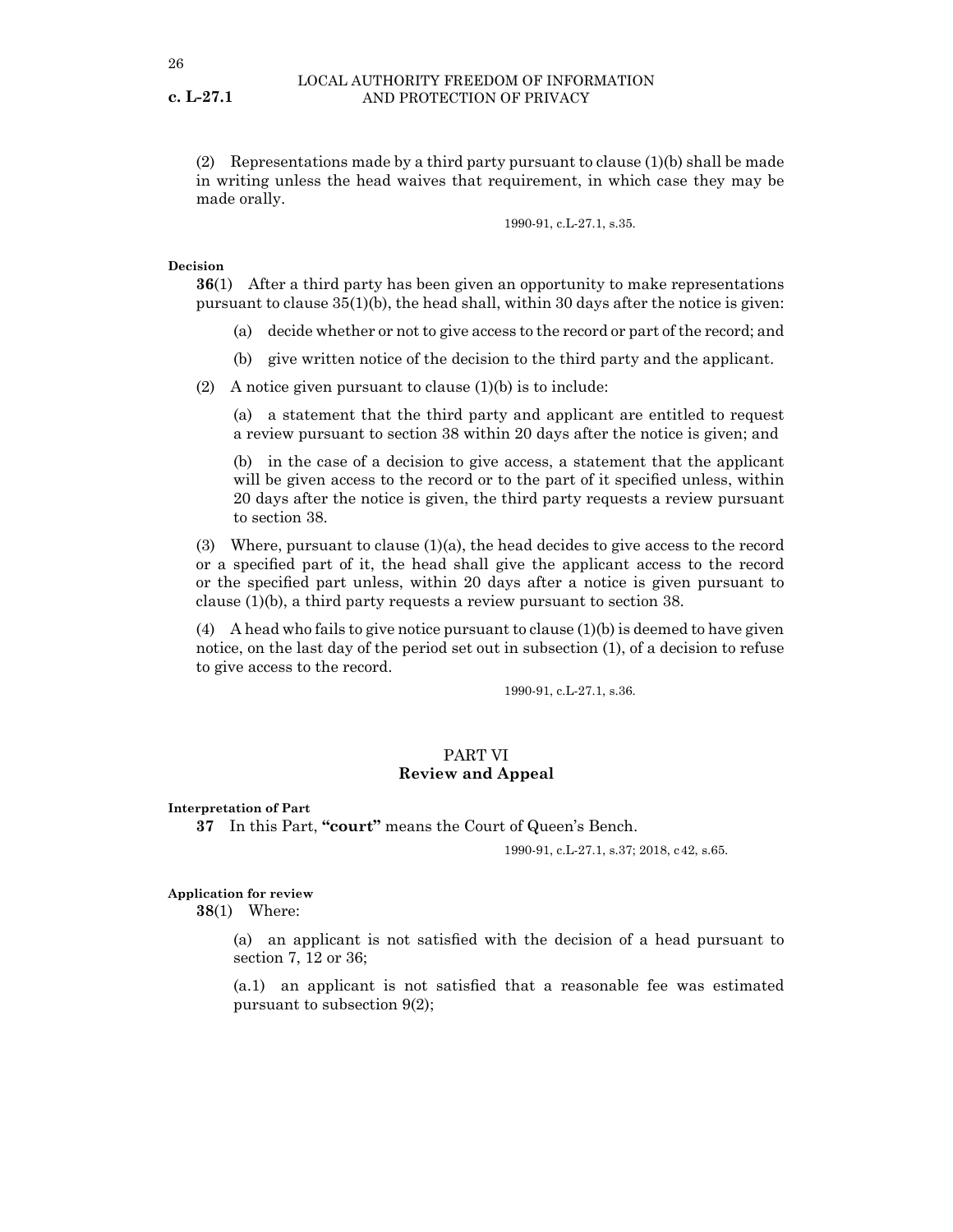(2) Representations made by a third party pursuant to clause (1)(b) shall be made in writing unless the head waives that requirement, in which case they may be made orally.

1990-91, c.L-27.1, s.35.

**Decision**

**36**(1) After a third party has been given an opportunity to make representations pursuant to clause 35(1)(b), the head shall, within 30 days after the notice is given:

(a) decide whether or not to give access to the record or part of the record; and

(b) give written notice of the decision to the third party and the applicant.

(2) A notice given pursuant to clause (1)(b) is to include:

(a) a statement that the third party and applicant are entitled to request a review pursuant to section 38 within 20 days after the notice is given; and

(b) in the case of a decision to give access, a statement that the applicant will be given access to the record or to the part of it specified unless, within 20 days after the notice is given, the third party requests a review pursuant to section 38.

(3) Where, pursuant to clause (1)(a), the head decides to give access to the record or a specified part of it, the head shall give the applicant access to the record or the specified part unless, within 20 days after a notice is given pursuant to clause (1)(b), a third party requests a review pursuant to section 38.

(4) A head who fails to give notice pursuant to clause (1)(b) is deemed to have given notice, on the last day of the period set out in subsection (1), of a decision to refuse to give access to the record.

1990-91, c.L-27.1, s.36.

## PART VI
## Review and Appeal

**Interpretation of Part**

**37** In this Part, **"court"** means the Court of Queen's Bench.

1990-91, c.L-27.1, s.37; 2018, c42, s.65.

**Application for review**

**38**(1) Where:

(a) an applicant is not satisfied with the decision of a head pursuant to section 7, 12 or 36;

(a.1) an applicant is not satisfied that a reasonable fee was estimated pursuant to subsection 9(2);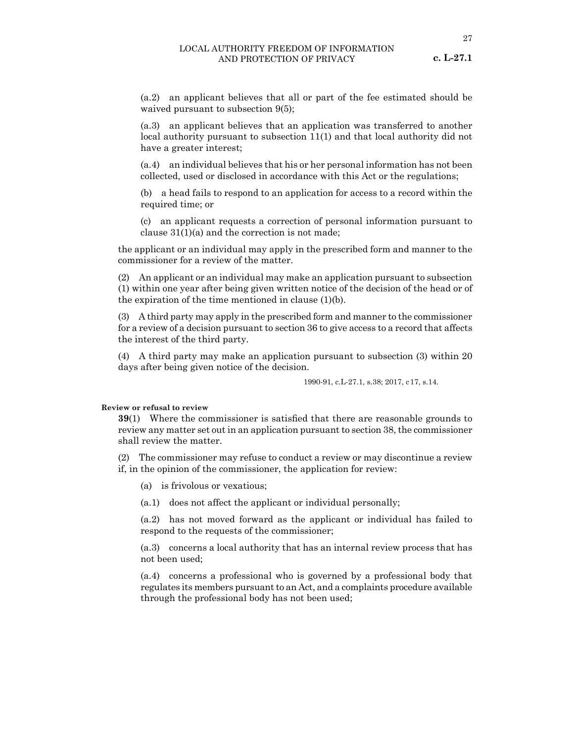(a.2) an applicant believes that all or part of the fee estimated should be waived pursuant to subsection 9(5);

(a.3) an applicant believes that an application was transferred to another local authority pursuant to subsection 11(1) and that local authority did not have a greater interest;

(a.4) an individual believes that his or her personal information has not been collected, used or disclosed in accordance with this Act or the regulations;

(b) a head fails to respond to an application for access to a record within the required time; or

(c) an applicant requests a correction of personal information pursuant to clause 31(1)(a) and the correction is not made;

the applicant or an individual may apply in the prescribed form and manner to the commissioner for a review of the matter.

(2) An applicant or an individual may make an application pursuant to subsection (1) within one year after being given written notice of the decision of the head or of the expiration of the time mentioned in clause (1)(b).

(3) A third party may apply in the prescribed form and manner to the commissioner for a review of a decision pursuant to section 36 to give access to a record that affects the interest of the third party.

(4) A third party may make an application pursuant to subsection (3) within 20 days after being given notice of the decision.

1990-91, c.L-27.1, s.38; 2017, c17, s.14.

**Review or refusal to review**

**39**(1) Where the commissioner is satisfied that there are reasonable grounds to review any matter set out in an application pursuant to section 38, the commissioner shall review the matter.

(2) The commissioner may refuse to conduct a review or may discontinue a review if, in the opinion of the commissioner, the application for review:

(a) is frivolous or vexatious;

(a.1) does not affect the applicant or individual personally;

(a.2) has not moved forward as the applicant or individual has failed to respond to the requests of the commissioner;

(a.3) concerns a local authority that has an internal review process that has not been used;

(a.4) concerns a professional who is governed by a professional body that regulates its members pursuant to an Act, and a complaints procedure available through the professional body has not been used;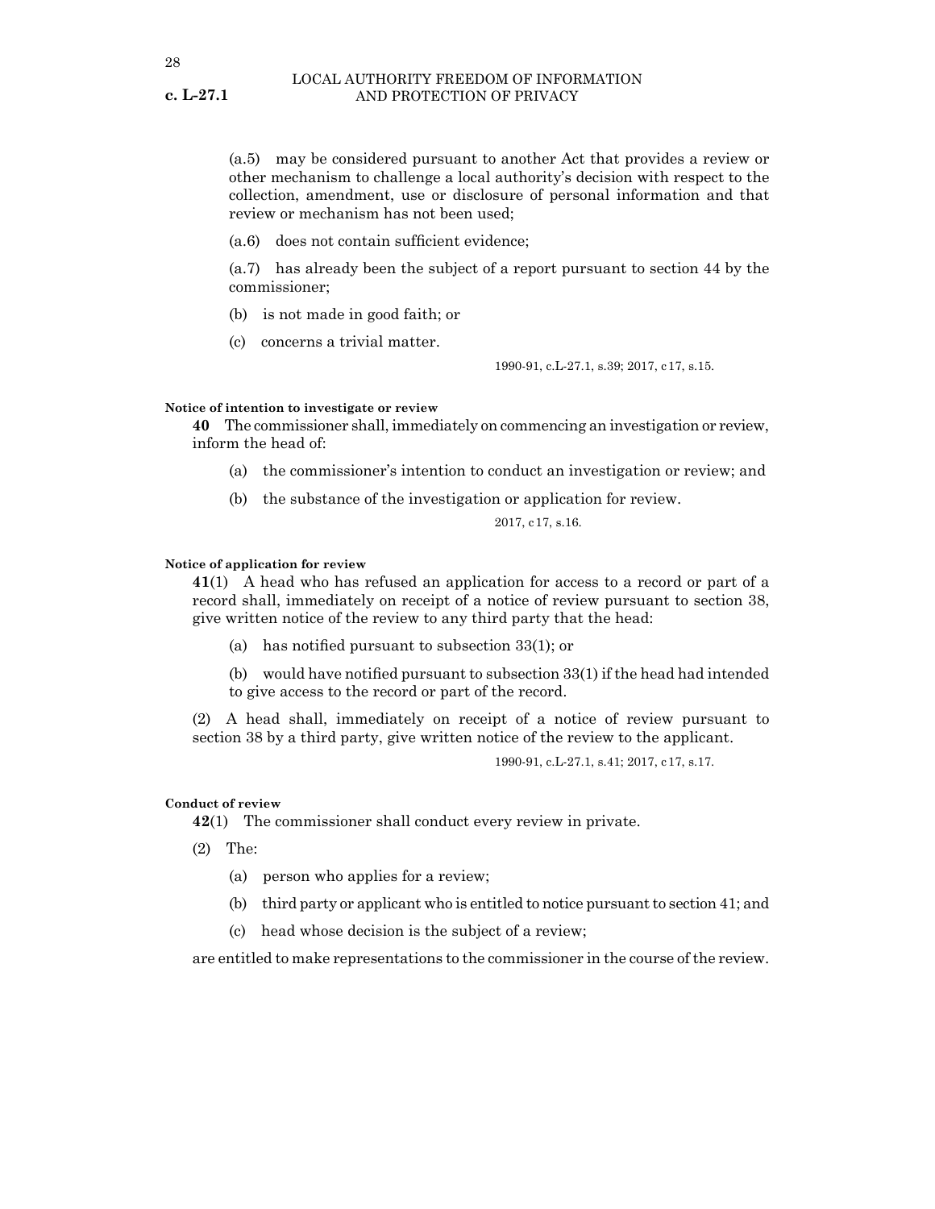(a.5) may be considered pursuant to another Act that provides a review or other mechanism to challenge a local authority's decision with respect to the collection, amendment, use or disclosure of personal information and that review or mechanism has not been used;

(a.6) does not contain sufficient evidence;

(a.7) has already been the subject of a report pursuant to section 44 by the commissioner;

(b) is not made in good faith; or

(c) concerns a trivial matter.

1990-91, c.L-27.1, s.39; 2017, c 17, s.15.

**Notice of intention to investigate or review**

**40** The commissioner shall, immediately on commencing an investigation or review, inform the head of:

(a) the commissioner's intention to conduct an investigation or review; and

(b) the substance of the investigation or application for review.

2017, c 17, s.16.

**Notice of application for review**

**41**(1) A head who has refused an application for access to a record or part of a record shall, immediately on receipt of a notice of review pursuant to section 38, give written notice of the review to any third party that the head:

(a) has notified pursuant to subsection 33(1); or

(b) would have notified pursuant to subsection 33(1) if the head had intended to give access to the record or part of the record.

(2) A head shall, immediately on receipt of a notice of review pursuant to section 38 by a third party, give written notice of the review to the applicant.

1990-91, c.L-27.1, s.41; 2017, c 17, s.17.

**Conduct of review**

**42**(1) The commissioner shall conduct every review in private.

(2) The:

(a) person who applies for a review;

(b) third party or applicant who is entitled to notice pursuant to section 41; and

(c) head whose decision is the subject of a review;

are entitled to make representations to the commissioner in the course of the review.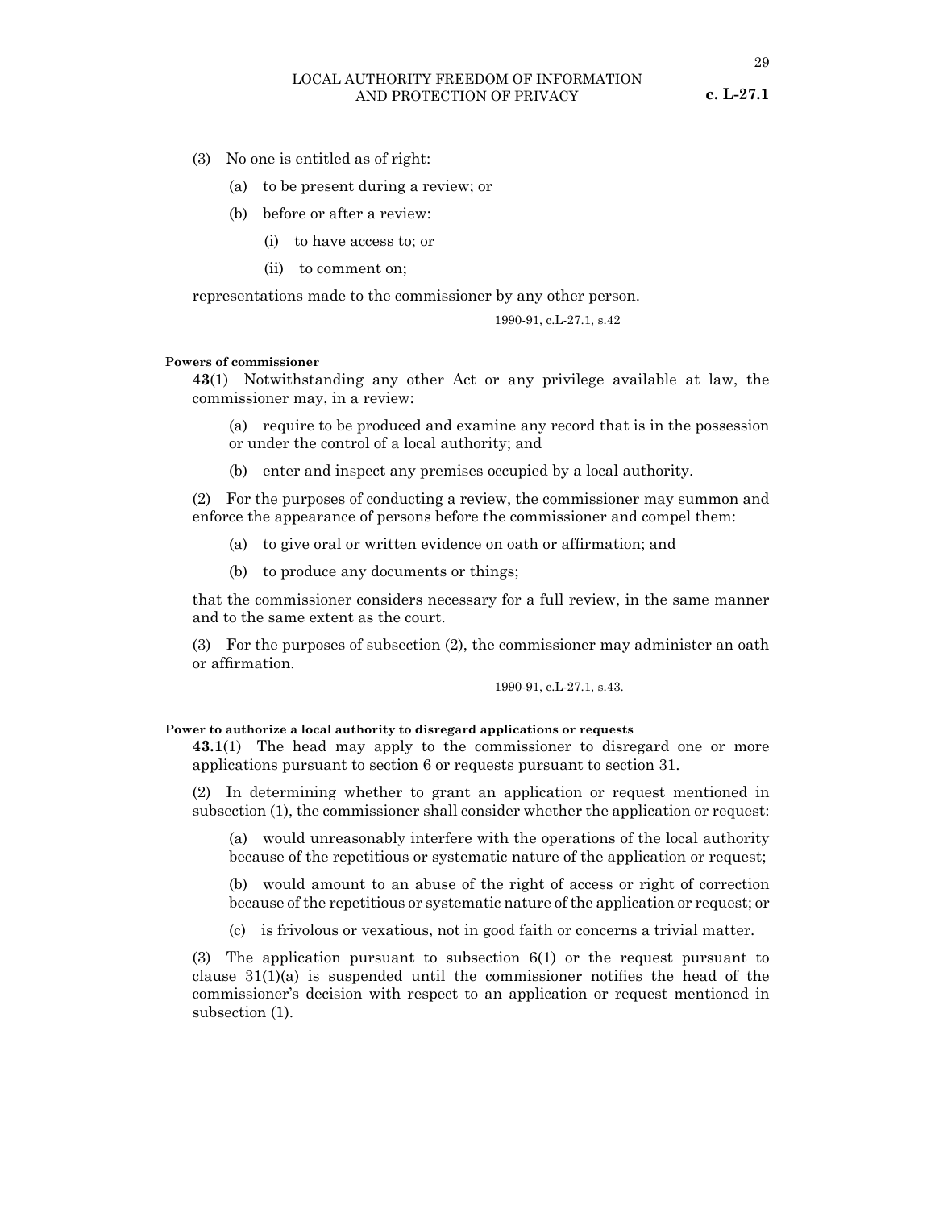(3) No one is entitled as of right:

(a) to be present during a review; or

(b) before or after a review:

(i) to have access to; or

(ii) to comment on;

representations made to the commissioner by any other person.

1990-91, c.L-27.1, s.42

**Powers of commissioner**

**43**(1) Notwithstanding any other Act or any privilege available at law, the commissioner may, in a review:

(a) require to be produced and examine any record that is in the possession or under the control of a local authority; and

(b) enter and inspect any premises occupied by a local authority.

(2) For the purposes of conducting a review, the commissioner may summon and enforce the appearance of persons before the commissioner and compel them:

(a) to give oral or written evidence on oath or affirmation; and

(b) to produce any documents or things;

that the commissioner considers necessary for a full review, in the same manner and to the same extent as the court.

(3) For the purposes of subsection (2), the commissioner may administer an oath or affirmation.

1990-91, c.L-27.1, s.43.

**Power to authorize a local authority to disregard applications or requests**

**43.1**(1) The head may apply to the commissioner to disregard one or more applications pursuant to section 6 or requests pursuant to section 31.

(2) In determining whether to grant an application or request mentioned in subsection (1), the commissioner shall consider whether the application or request:

(a) would unreasonably interfere with the operations of the local authority because of the repetitious or systematic nature of the application or request;

(b) would amount to an abuse of the right of access or right of correction because of the repetitious or systematic nature of the application or request; or

(c) is frivolous or vexatious, not in good faith or concerns a trivial matter.

(3) The application pursuant to subsection 6(1) or the request pursuant to clause 31(1)(a) is suspended until the commissioner notifies the head of the commissioner's decision with respect to an application or request mentioned in subsection (1).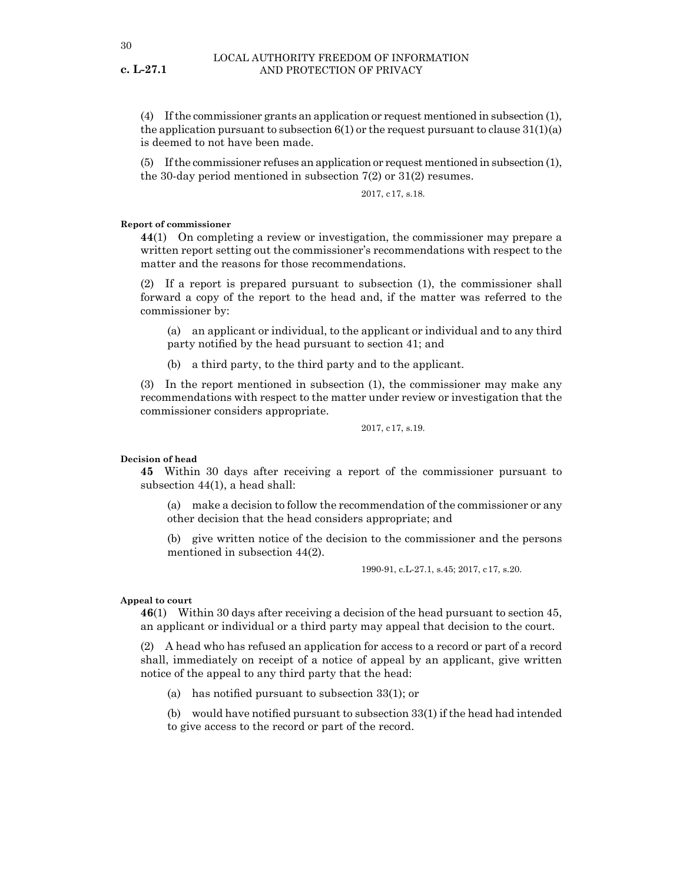(4) If the commissioner grants an application or request mentioned in subsection (1), the application pursuant to subsection 6(1) or the request pursuant to clause 31(1)(a) is deemed to not have been made.

(5) If the commissioner refuses an application or request mentioned in subsection (1), the 30-day period mentioned in subsection 7(2) or 31(2) resumes.

2017, c 17, s.18.

**Report of commissioner**

**44**(1) On completing a review or investigation, the commissioner may prepare a written report setting out the commissioner's recommendations with respect to the matter and the reasons for those recommendations.

(2) If a report is prepared pursuant to subsection (1), the commissioner shall forward a copy of the report to the head and, if the matter was referred to the commissioner by:

(a) an applicant or individual, to the applicant or individual and to any third party notified by the head pursuant to section 41; and

(b) a third party, to the third party and to the applicant.

(3) In the report mentioned in subsection (1), the commissioner may make any recommendations with respect to the matter under review or investigation that the commissioner considers appropriate.

2017, c 17, s.19.

**Decision of head**

**45** Within 30 days after receiving a report of the commissioner pursuant to subsection 44(1), a head shall:

(a) make a decision to follow the recommendation of the commissioner or any other decision that the head considers appropriate; and

(b) give written notice of the decision to the commissioner and the persons mentioned in subsection 44(2).

1990-91, c.L-27.1, s.45; 2017, c 17, s.20.

**Appeal to court**

**46**(1) Within 30 days after receiving a decision of the head pursuant to section 45, an applicant or individual or a third party may appeal that decision to the court.

(2) A head who has refused an application for access to a record or part of a record shall, immediately on receipt of a notice of appeal by an applicant, give written notice of the appeal to any third party that the head:

(a) has notified pursuant to subsection 33(1); or

(b) would have notified pursuant to subsection 33(1) if the head had intended to give access to the record or part of the record.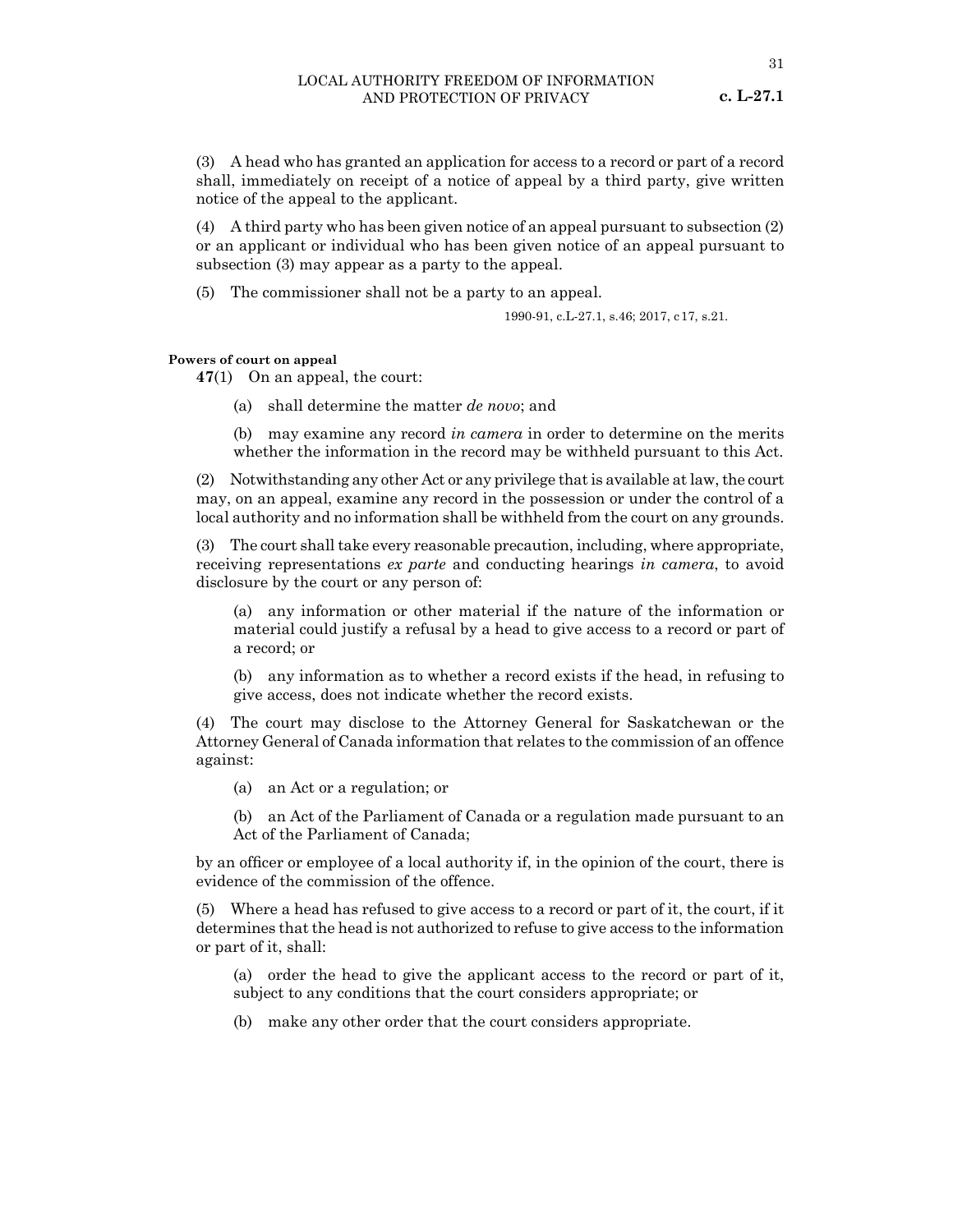(3) A head who has granted an application for access to a record or part of a record shall, immediately on receipt of a notice of appeal by a third party, give written notice of the appeal to the applicant.

(4) A third party who has been given notice of an appeal pursuant to subsection (2) or an applicant or individual who has been given notice of an appeal pursuant to subsection (3) may appear as a party to the appeal.

(5) The commissioner shall not be a party to an appeal.

1990-91, c.L-27.1, s.46; 2017, c17, s.21.

**Powers of court on appeal**

**47**(1) On an appeal, the court:

(a) shall determine the matter *de novo*; and

(b) may examine any record *in camera* in order to determine on the merits whether the information in the record may be withheld pursuant to this Act.

(2) Notwithstanding any other Act or any privilege that is available at law, the court may, on an appeal, examine any record in the possession or under the control of a local authority and no information shall be withheld from the court on any grounds.

(3) The court shall take every reasonable precaution, including, where appropriate, receiving representations *ex parte* and conducting hearings *in camera*, to avoid disclosure by the court or any person of:

(a) any information or other material if the nature of the information or material could justify a refusal by a head to give access to a record or part of a record; or

(b) any information as to whether a record exists if the head, in refusing to give access, does not indicate whether the record exists.

(4) The court may disclose to the Attorney General for Saskatchewan or the Attorney General of Canada information that relates to the commission of an offence against:

(a) an Act or a regulation; or

(b) an Act of the Parliament of Canada or a regulation made pursuant to an Act of the Parliament of Canada;

by an officer or employee of a local authority if, in the opinion of the court, there is evidence of the commission of the offence.

(5) Where a head has refused to give access to a record or part of it, the court, if it determines that the head is not authorized to refuse to give access to the information or part of it, shall:

(a) order the head to give the applicant access to the record or part of it, subject to any conditions that the court considers appropriate; or

(b) make any other order that the court considers appropriate.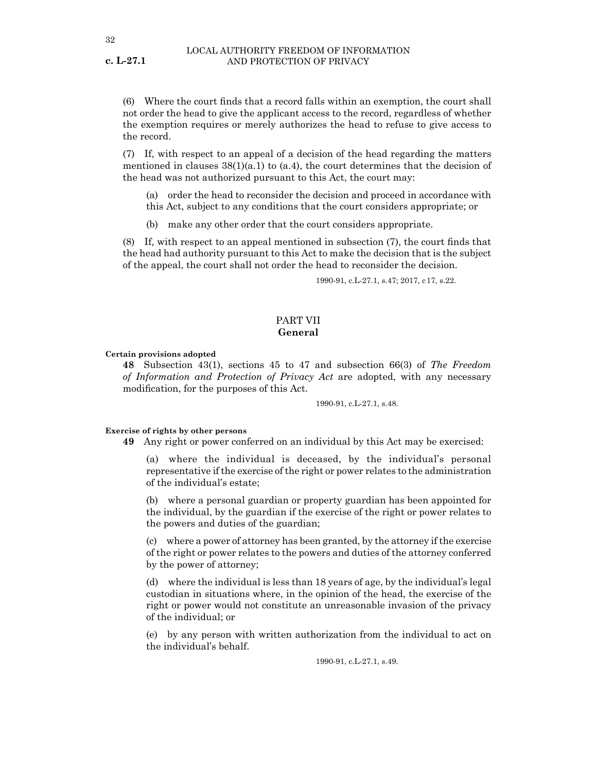(6) Where the court finds that a record falls within an exemption, the court shall not order the head to give the applicant access to the record, regardless of whether the exemption requires or merely authorizes the head to refuse to give access to the record.

(7) If, with respect to an appeal of a decision of the head regarding the matters mentioned in clauses 38(1)(a.1) to (a.4), the court determines that the decision of the head was not authorized pursuant to this Act, the court may:

(a) order the head to reconsider the decision and proceed in accordance with this Act, subject to any conditions that the court considers appropriate; or

(b) make any other order that the court considers appropriate.

(8) If, with respect to an appeal mentioned in subsection (7), the court finds that the head had authority pursuant to this Act to make the decision that is the subject of the appeal, the court shall not order the head to reconsider the decision.

1990-91, c.L-27.1, s.47; 2017, c17, s.22.

## PART VII
## General

**Certain provisions adopted**

**48** Subsection 43(1), sections 45 to 47 and subsection 66(3) of *The Freedom of Information and Protection of Privacy Act* are adopted, with any necessary modification, for the purposes of this Act.

1990-91, c.L-27.1, s.48.

**Exercise of rights by other persons**

**49** Any right or power conferred on an individual by this Act may be exercised:

(a) where the individual is deceased, by the individual's personal representative if the exercise of the right or power relates to the administration of the individual's estate;

(b) where a personal guardian or property guardian has been appointed for the individual, by the guardian if the exercise of the right or power relates to the powers and duties of the guardian;

(c) where a power of attorney has been granted, by the attorney if the exercise of the right or power relates to the powers and duties of the attorney conferred by the power of attorney;

(d) where the individual is less than 18 years of age, by the individual's legal custodian in situations where, in the opinion of the head, the exercise of the right or power would not constitute an unreasonable invasion of the privacy of the individual; or

(e) by any person with written authorization from the individual to act on the individual's behalf.

1990-91, c.L-27.1, s.49.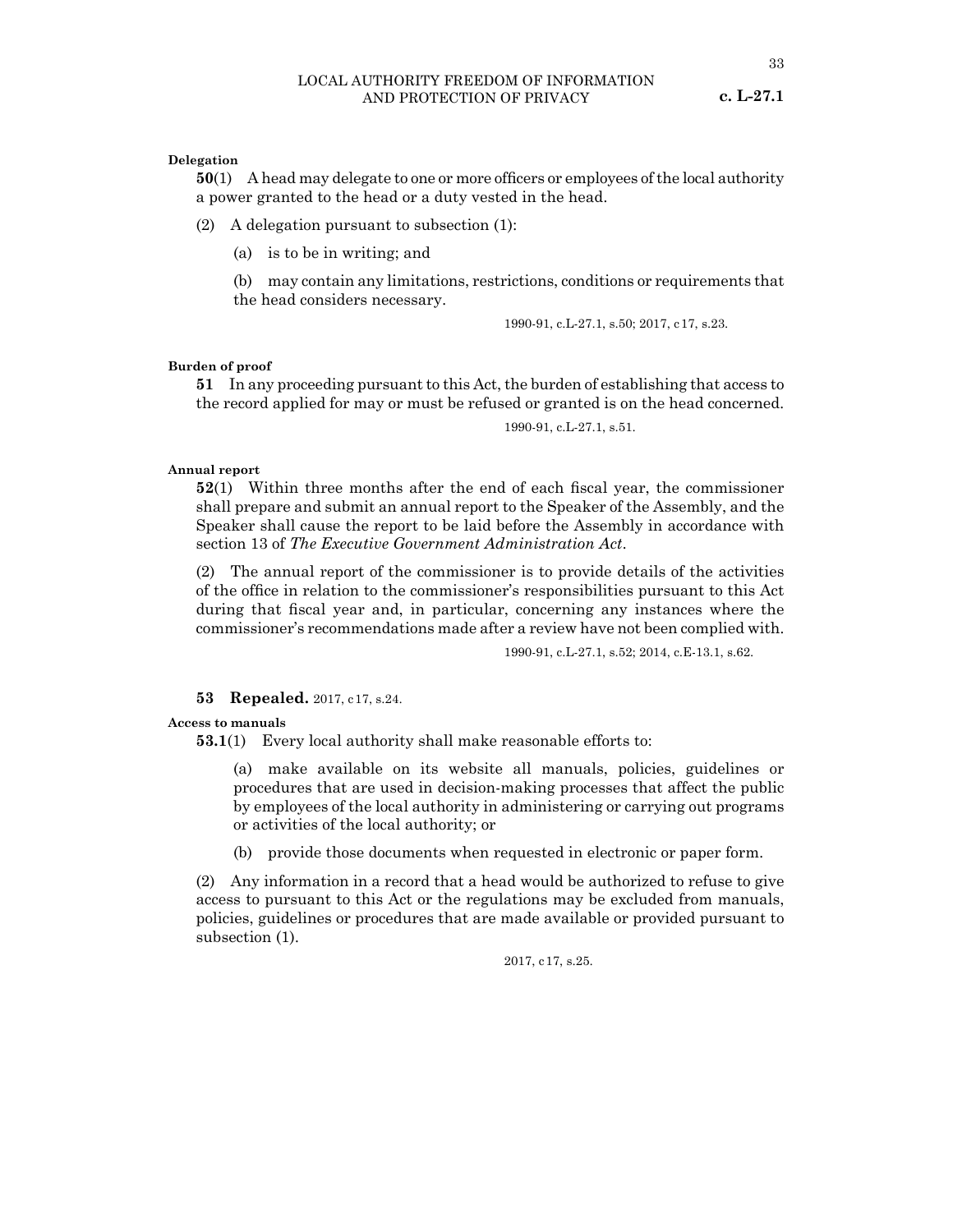**Delegation**

**50**(1) A head may delegate to one or more officers or employees of the local authority a power granted to the head or a duty vested in the head.

(2) A delegation pursuant to subsection (1):

(a) is to be in writing; and

(b) may contain any limitations, restrictions, conditions or requirements that the head considers necessary.

1990-91, c.L-27.1, s.50; 2017, c 17, s.23.

**Burden of proof**

**51** In any proceeding pursuant to this Act, the burden of establishing that access to the record applied for may or must be refused or granted is on the head concerned.

1990-91, c.L-27.1, s.51.

**Annual report**

**52**(1) Within three months after the end of each fiscal year, the commissioner shall prepare and submit an annual report to the Speaker of the Assembly, and the Speaker shall cause the report to be laid before the Assembly in accordance with section 13 of *The Executive Government Administration Act*.

(2) The annual report of the commissioner is to provide details of the activities of the office in relation to the commissioner's responsibilities pursuant to this Act during that fiscal year and, in particular, concerning any instances where the commissioner's recommendations made after a review have not been complied with.

1990-91, c.L-27.1, s.52; 2014, c.E-13.1, s.62.

**53 Repealed.** 2017, c 17, s.24.

**Access to manuals**

**53.1**(1) Every local authority shall make reasonable efforts to:

(a) make available on its website all manuals, policies, guidelines or procedures that are used in decision-making processes that affect the public by employees of the local authority in administering or carrying out programs or activities of the local authority; or

(b) provide those documents when requested in electronic or paper form.

(2) Any information in a record that a head would be authorized to refuse to give access to pursuant to this Act or the regulations may be excluded from manuals, policies, guidelines or procedures that are made available or provided pursuant to subsection (1).

2017, c 17, s.25.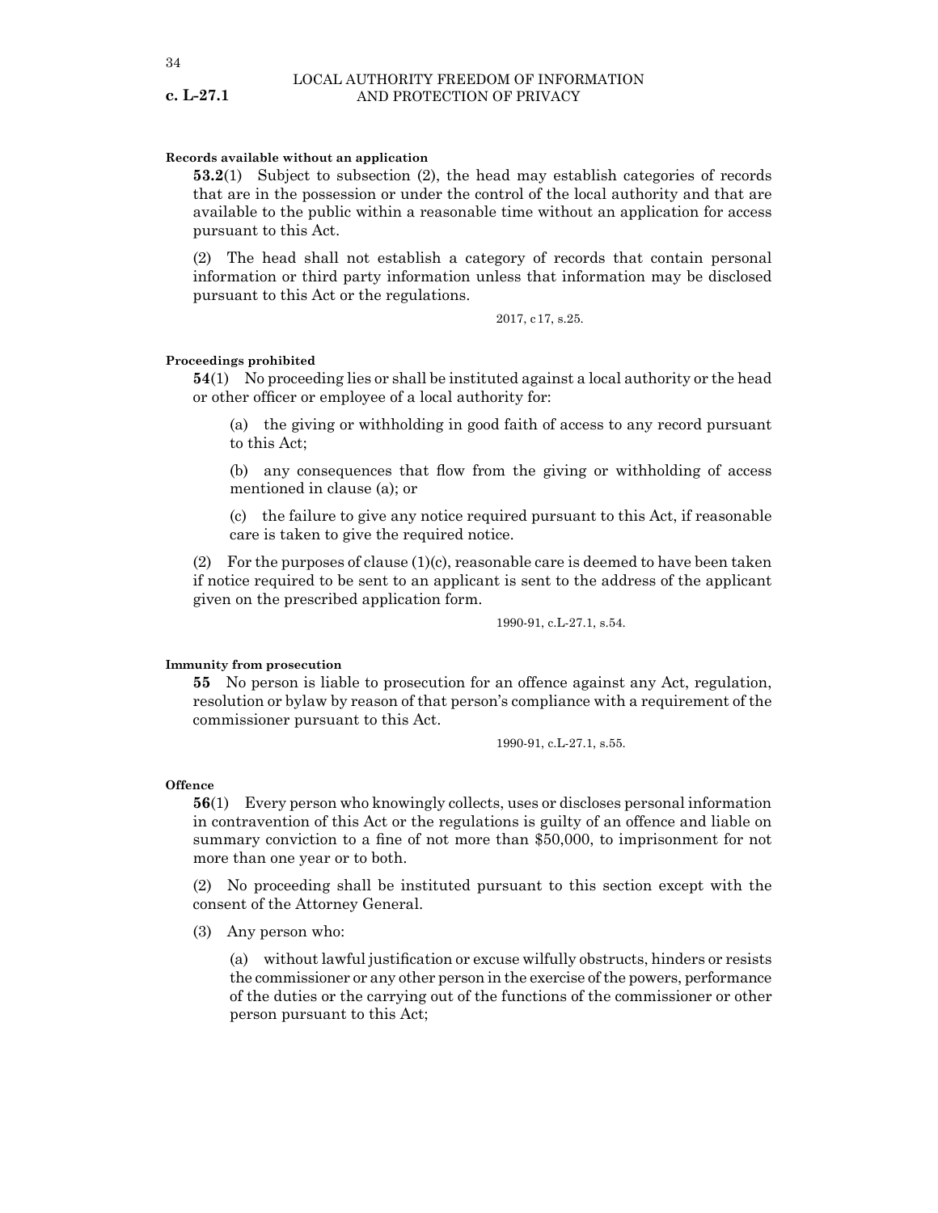**Records available without an application**

**53.2**(1) Subject to subsection (2), the head may establish categories of records that are in the possession or under the control of the local authority and that are available to the public within a reasonable time without an application for access pursuant to this Act.

(2) The head shall not establish a category of records that contain personal information or third party information unless that information may be disclosed pursuant to this Act or the regulations.

2017, c 17, s.25.

**Proceedings prohibited**

**54**(1) No proceeding lies or shall be instituted against a local authority or the head or other officer or employee of a local authority for:

(a) the giving or withholding in good faith of access to any record pursuant to this Act;

(b) any consequences that flow from the giving or withholding of access mentioned in clause (a); or

(c) the failure to give any notice required pursuant to this Act, if reasonable care is taken to give the required notice.

(2) For the purposes of clause (1)(c), reasonable care is deemed to have been taken if notice required to be sent to an applicant is sent to the address of the applicant given on the prescribed application form.

1990-91, c.L-27.1, s.54.

**Immunity from prosecution**

**55** No person is liable to prosecution for an offence against any Act, regulation, resolution or bylaw by reason of that person's compliance with a requirement of the commissioner pursuant to this Act.

1990-91, c.L-27.1, s.55.

**Offence**

**56**(1) Every person who knowingly collects, uses or discloses personal information in contravention of this Act or the regulations is guilty of an offence and liable on summary conviction to a fine of not more than $50,000, to imprisonment for not more than one year or to both.

(2) No proceeding shall be instituted pursuant to this section except with the consent of the Attorney General.

(3) Any person who:

(a) without lawful justification or excuse wilfully obstructs, hinders or resists the commissioner or any other person in the exercise of the powers, performance of the duties or the carrying out of the functions of the commissioner or other person pursuant to this Act;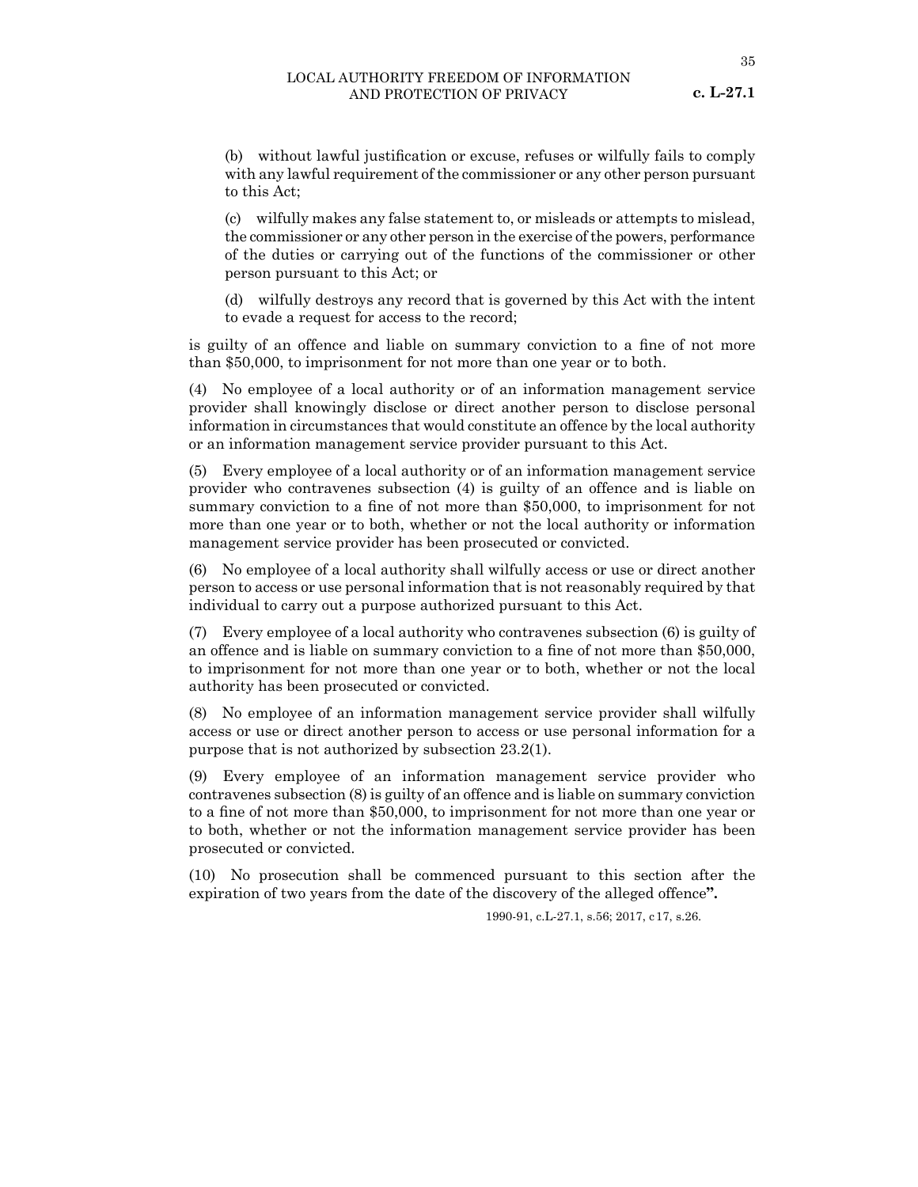(b) without lawful justification or excuse, refuses or wilfully fails to comply with any lawful requirement of the commissioner or any other person pursuant to this Act;

(c) wilfully makes any false statement to, or misleads or attempts to mislead, the commissioner or any other person in the exercise of the powers, performance of the duties or carrying out of the functions of the commissioner or other person pursuant to this Act; or

(d) wilfully destroys any record that is governed by this Act with the intent to evade a request for access to the record;

is guilty of an offence and liable on summary conviction to a fine of not more than $50,000, to imprisonment for not more than one year or to both.

(4) No employee of a local authority or of an information management service provider shall knowingly disclose or direct another person to disclose personal information in circumstances that would constitute an offence by the local authority or an information management service provider pursuant to this Act.

(5) Every employee of a local authority or of an information management service provider who contravenes subsection (4) is guilty of an offence and is liable on summary conviction to a fine of not more than $50,000, to imprisonment for not more than one year or to both, whether or not the local authority or information management service provider has been prosecuted or convicted.

(6) No employee of a local authority shall wilfully access or use or direct another person to access or use personal information that is not reasonably required by that individual to carry out a purpose authorized pursuant to this Act.

(7) Every employee of a local authority who contravenes subsection (6) is guilty of an offence and is liable on summary conviction to a fine of not more than $50,000, to imprisonment for not more than one year or to both, whether or not the local authority has been prosecuted or convicted.

(8) No employee of an information management service provider shall wilfully access or use or direct another person to access or use personal information for a purpose that is not authorized by subsection 23.2(1).

(9) Every employee of an information management service provider who contravenes subsection (8) is guilty of an offence and is liable on summary conviction to a fine of not more than $50,000, to imprisonment for not more than one year or to both, whether or not the information management service provider has been prosecuted or convicted.

(10) No prosecution shall be commenced pursuant to this section after the expiration of two years from the date of the discovery of the alleged offence**".**

1990-91, c.L-27.1, s.56; 2017, c17, s.26.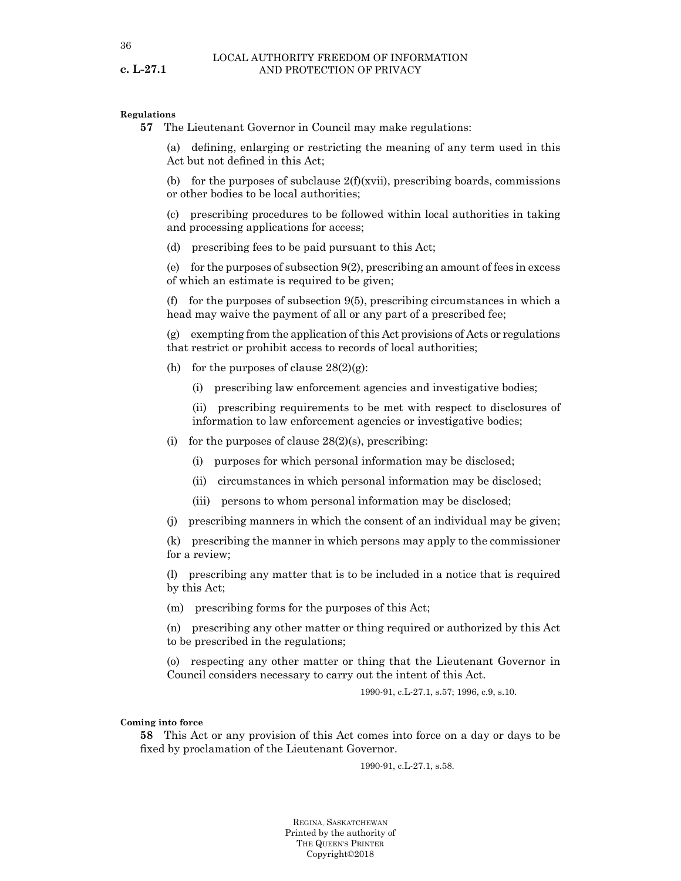**Regulations**

**57** The Lieutenant Governor in Council may make regulations:

(a) defining, enlarging or restricting the meaning of any term used in this Act but not defined in this Act;

(b) for the purposes of subclause 2(f)(xvii), prescribing boards, commissions or other bodies to be local authorities;

(c) prescribing procedures to be followed within local authorities in taking and processing applications for access;

(d) prescribing fees to be paid pursuant to this Act;

(e) for the purposes of subsection 9(2), prescribing an amount of fees in excess of which an estimate is required to be given;

(f) for the purposes of subsection 9(5), prescribing circumstances in which a head may waive the payment of all or any part of a prescribed fee;

(g) exempting from the application of this Act provisions of Acts or regulations that restrict or prohibit access to records of local authorities;

(h) for the purposes of clause 28(2)(g):

(i) prescribing law enforcement agencies and investigative bodies;

(ii) prescribing requirements to be met with respect to disclosures of information to law enforcement agencies or investigative bodies;

(i) for the purposes of clause 28(2)(s), prescribing:

(i) purposes for which personal information may be disclosed;

(ii) circumstances in which personal information may be disclosed;

(iii) persons to whom personal information may be disclosed;

(j) prescribing manners in which the consent of an individual may be given;

(k) prescribing the manner in which persons may apply to the commissioner for a review;

(l) prescribing any matter that is to be included in a notice that is required by this Act;

(m) prescribing forms for the purposes of this Act;

(n) prescribing any other matter or thing required or authorized by this Act to be prescribed in the regulations;

(o) respecting any other matter or thing that the Lieutenant Governor in Council considers necessary to carry out the intent of this Act.

1990-91, c.L-27.1, s.57; 1996, c.9, s.10.

**Coming into force**

**58** This Act or any provision of this Act comes into force on a day or days to be fixed by proclamation of the Lieutenant Governor.

1990-91, c.L-27.1, s.58.

REGINA, SASKATCHEWAN
Printed by the authority of
THE QUEEN'S PRINTER
Copyright©2018